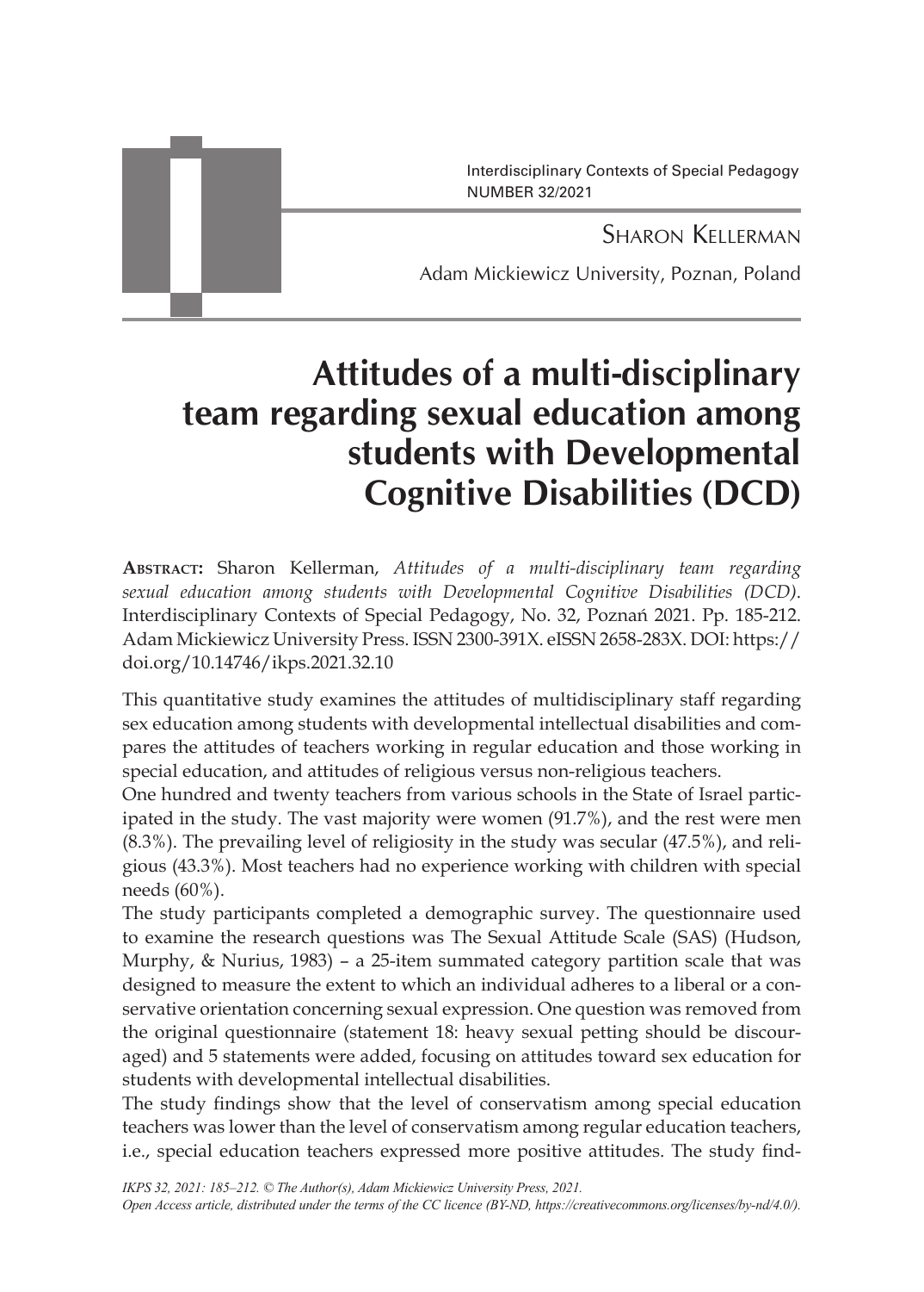Interdisciplinary Contexts of Special Pedagogy
NUMBER 32/2021

Sharon Kellerman

Adam Mickiewicz University, Poznan, Poland

# Attitudes of a multi-disciplinary team regarding sexual education among students with Developmental Cognitive Disabilities (DCD)

**Abstract:** Sharon Kellerman, *Attitudes of a multi-disciplinary team regarding sexual education among students with Developmental Cognitive Disabilities (DCD)*. Interdisciplinary Contexts of Special Pedagogy, No. 32, Poznań 2021. Pp. 185-212. Adam Mickiewicz University Press. ISSN 2300-391X. eISSN 2658-283X. DOI: https://doi.org/10.14746/ikps.2021.32.10

This quantitative study examines the attitudes of multidisciplinary staff regarding sex education among students with developmental intellectual disabilities and compares the attitudes of teachers working in regular education and those working in special education, and attitudes of religious versus non-religious teachers.

One hundred and twenty teachers from various schools in the State of Israel participated in the study. The vast majority were women (91.7%), and the rest were men (8.3%). The prevailing level of religiosity in the study was secular (47.5%), and religious (43.3%). Most teachers had no experience working with children with special needs (60%).

The study participants completed a demographic survey. The questionnaire used to examine the research questions was The Sexual Attitude Scale (SAS) (Hudson, Murphy, & Nurius, 1983) – a 25-item summated category partition scale that was designed to measure the extent to which an individual adheres to a liberal or a conservative orientation concerning sexual expression. One question was removed from the original questionnaire (statement 18: heavy sexual petting should be discouraged) and 5 statements were added, focusing on attitudes toward sex education for students with developmental intellectual disabilities.

The study findings show that the level of conservatism among special education teachers was lower than the level of conservatism among regular education teachers, i.e., special education teachers expressed more positive attitudes. The study find-

*IKPS 32, 2021: 185–212. © The Author(s), Adam Mickiewicz University Press, 2021.*
*Open Access article, distributed under the terms of the CC licence (BY-ND, https://creativecommons.org/licenses/by-nd/4.0/).*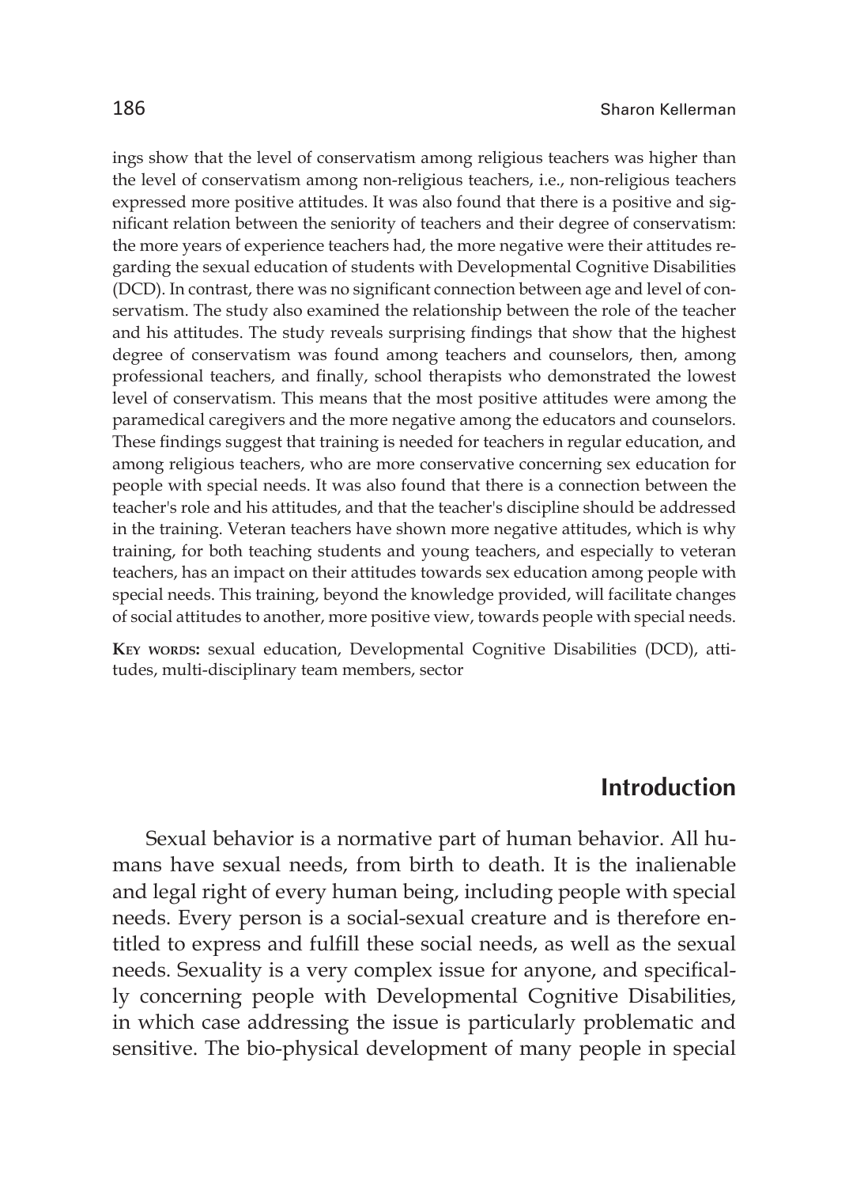ings show that the level of conservatism among religious teachers was higher than the level of conservatism among non-religious teachers, i.e., non-religious teachers expressed more positive attitudes. It was also found that there is a positive and significant relation between the seniority of teachers and their degree of conservatism: the more years of experience teachers had, the more negative were their attitudes regarding the sexual education of students with Developmental Cognitive Disabilities (DCD). In contrast, there was no significant connection between age and level of conservatism. The study also examined the relationship between the role of the teacher and his attitudes. The study reveals surprising findings that show that the highest degree of conservatism was found among teachers and counselors, then, among professional teachers, and finally, school therapists who demonstrated the lowest level of conservatism. This means that the most positive attitudes were among the paramedical caregivers and the more negative among the educators and counselors. These findings suggest that training is needed for teachers in regular education, and among religious teachers, who are more conservative concerning sex education for people with special needs. It was also found that there is a connection between the teacher's role and his attitudes, and that the teacher's discipline should be addressed in the training. Veteran teachers have shown more negative attitudes, which is why training, for both teaching students and young teachers, and especially to veteran teachers, has an impact on their attitudes towards sex education among people with special needs. This training, beyond the knowledge provided, will facilitate changes of social attitudes to another, more positive view, towards people with special needs.

**Key words:** sexual education, Developmental Cognitive Disabilities (DCD), attitudes, multi-disciplinary team members, sector

## Introduction

Sexual behavior is a normative part of human behavior. All humans have sexual needs, from birth to death. It is the inalienable and legal right of every human being, including people with special needs. Every person is a social-sexual creature and is therefore entitled to express and fulfill these social needs, as well as the sexual needs. Sexuality is a very complex issue for anyone, and specifically concerning people with Developmental Cognitive Disabilities, in which case addressing the issue is particularly problematic and sensitive. The bio-physical development of many people in special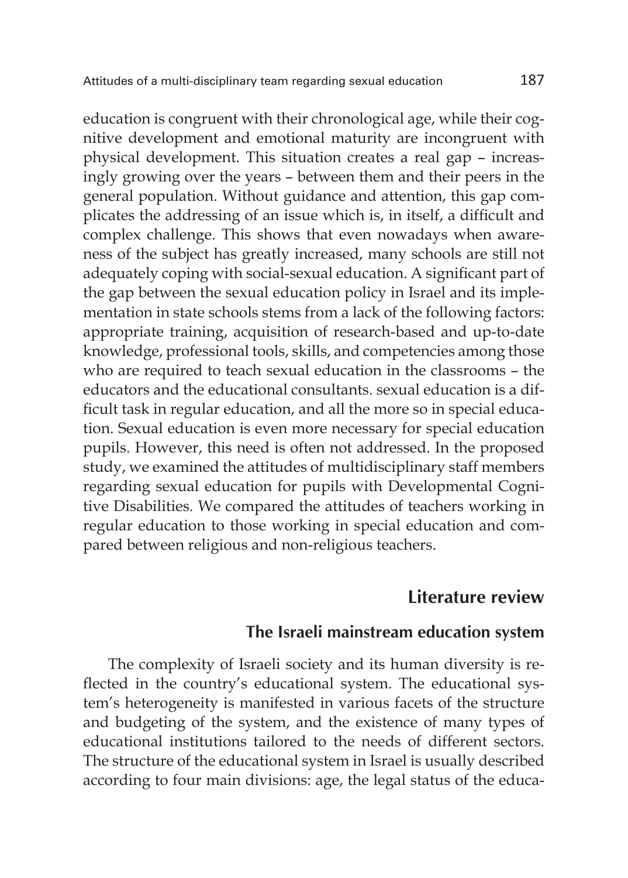education is congruent with their chronological age, while their cognitive development and emotional maturity are incongruent with physical development. This situation creates a real gap – increasingly growing over the years – between them and their peers in the general population. Without guidance and attention, this gap complicates the addressing of an issue which is, in itself, a difficult and complex challenge. This shows that even nowadays when awareness of the subject has greatly increased, many schools are still not adequately coping with social-sexual education. A significant part of the gap between the sexual education policy in Israel and its implementation in state schools stems from a lack of the following factors: appropriate training, acquisition of research-based and up-to-date knowledge, professional tools, skills, and competencies among those who are required to teach sexual education in the classrooms – the educators and the educational consultants. sexual education is a difficult task in regular education, and all the more so in special education. Sexual education is even more necessary for special education pupils. However, this need is often not addressed. In the proposed study, we examined the attitudes of multidisciplinary staff members regarding sexual education for pupils with Developmental Cognitive Disabilities. We compared the attitudes of teachers working in regular education to those working in special education and compared between religious and non-religious teachers.

## Literature review

### The Israeli mainstream education system

The complexity of Israeli society and its human diversity is reflected in the country's educational system. The educational system's heterogeneity is manifested in various facets of the structure and budgeting of the system, and the existence of many types of educational institutions tailored to the needs of different sectors. The structure of the educational system in Israel is usually described according to four main divisions: age, the legal status of the educa-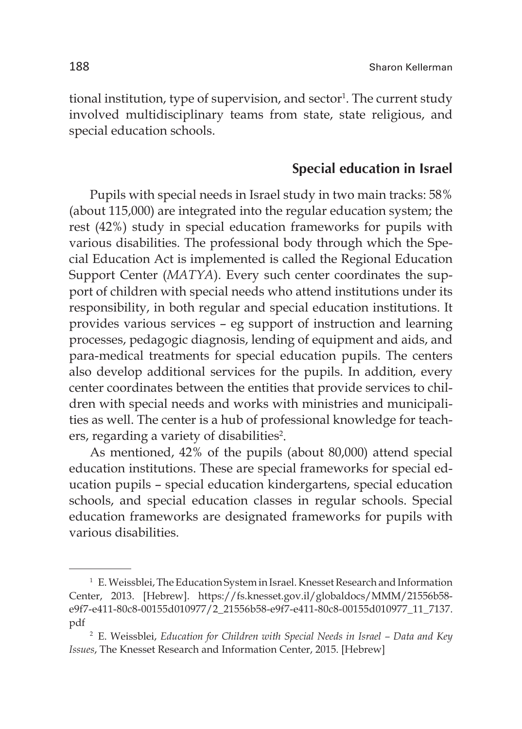tional institution, type of supervision, and sector[1]. The current study involved multidisciplinary teams from state, state religious, and special education schools.

## Special education in Israel

Pupils with special needs in Israel study in two main tracks: 58% (about 115,000) are integrated into the regular education system; the rest (42%) study in special education frameworks for pupils with various disabilities. The professional body through which the Special Education Act is implemented is called the Regional Education Support Center (*MATYA*). Every such center coordinates the support of children with special needs who attend institutions under its responsibility, in both regular and special education institutions. It provides various services – eg support of instruction and learning processes, pedagogic diagnosis, lending of equipment and aids, and para-medical treatments for special education pupils. The centers also develop additional services for the pupils. In addition, every center coordinates between the entities that provide services to children with special needs and works with ministries and municipalities as well. The center is a hub of professional knowledge for teachers, regarding a variety of disabilities[2].

As mentioned, 42% of the pupils (about 80,000) attend special education institutions. These are special frameworks for special education pupils – special education kindergartens, special education schools, and special education classes in regular schools. Special education frameworks are designated frameworks for pupils with various disabilities.

---

[1] E. Weissblei, The Education System in Israel. Knesset Research and Information Center, 2013. [Hebrew]. https://fs.knesset.gov.il/globaldocs/MMM/21556b58-e9f7-e411-80c8-00155d010977/2_21556b58-e9f7-e411-80c8-00155d010977_11_7137.pdf

[2] E. Weissblei, *Education for Children with Special Needs in Israel – Data and Key Issues*, The Knesset Research and Information Center, 2015. [Hebrew]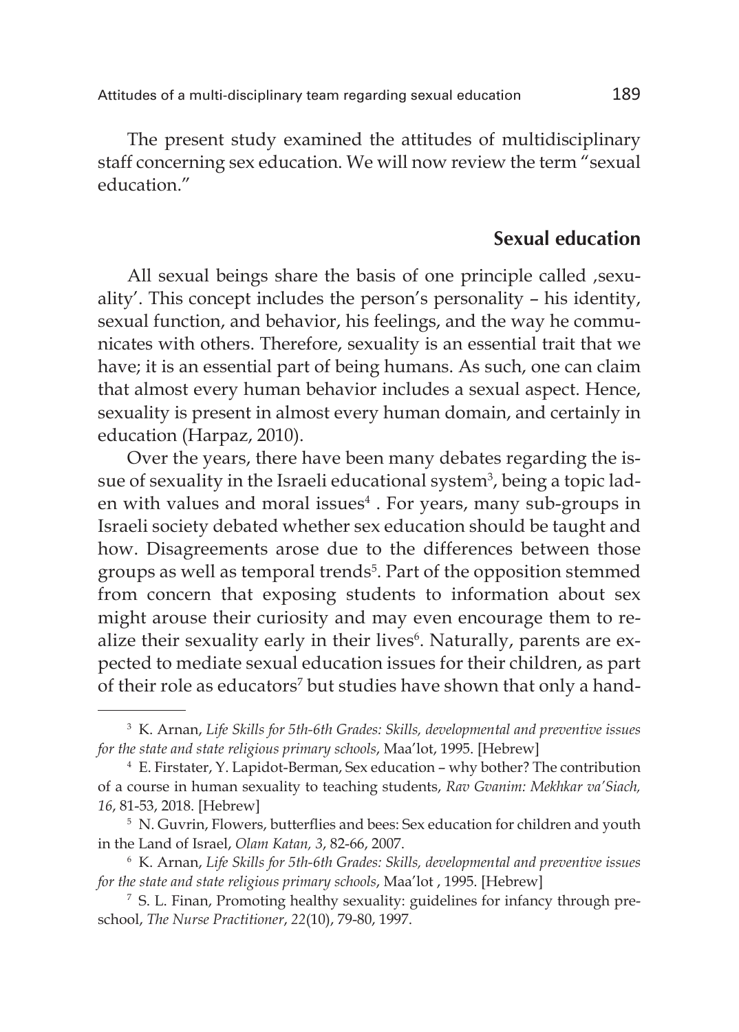The present study examined the attitudes of multidisciplinary staff concerning sex education. We will now review the term "sexual education."

## Sexual education

All sexual beings share the basis of one principle called ,sexuality'. This concept includes the person's personality – his identity, sexual function, and behavior, his feelings, and the way he communicates with others. Therefore, sexuality is an essential trait that we have; it is an essential part of being humans. As such, one can claim that almost every human behavior includes a sexual aspect. Hence, sexuality is present in almost every human domain, and certainly in education (Harpaz, 2010).

Over the years, there have been many debates regarding the issue of sexuality in the Israeli educational system[3], being a topic laden with values and moral issues[4] . For years, many sub-groups in Israeli society debated whether sex education should be taught and how. Disagreements arose due to the differences between those groups as well as temporal trends[5]. Part of the opposition stemmed from concern that exposing students to information about sex might arouse their curiosity and may even encourage them to realize their sexuality early in their lives[6]. Naturally, parents are expected to mediate sexual education issues for their children, as part of their role as educators[7] but studies have shown that only a hand-

---

[3] K. Arnan, *Life Skills for 5th-6th Grades: Skills, developmental and preventive issues for the state and state religious primary schools*, Maa'lot, 1995. [Hebrew]

[4] E. Firstater, Y. Lapidot-Berman, Sex education – why bother? The contribution of a course in human sexuality to teaching students, *Rav Gvanim: Mekhkar va'Siach, 16*, 81-53, 2018. [Hebrew]

[5] N. Guvrin, Flowers, butterflies and bees: Sex education for children and youth in the Land of Israel, *Olam Katan, 3*, 82-66, 2007.

[6] K. Arnan, *Life Skills for 5th-6th Grades: Skills, developmental and preventive issues for the state and state religious primary schools*, Maa'lot , 1995. [Hebrew]

[7] S. L. Finan, Promoting healthy sexuality: guidelines for infancy through preschool, *The Nurse Practitioner*, *22*(10), 79-80, 1997.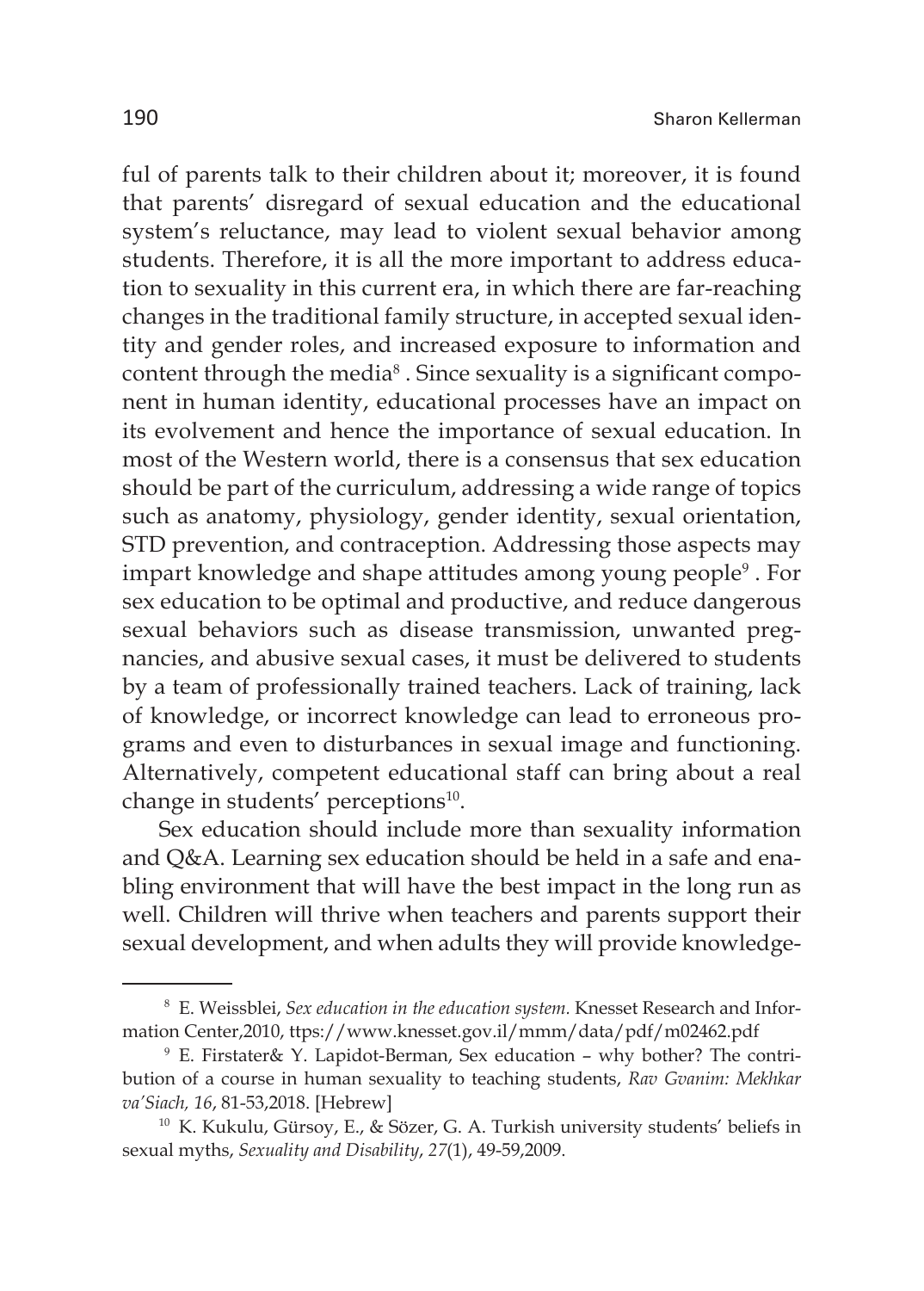ful of parents talk to their children about it; moreover, it is found that parents' disregard of sexual education and the educational system's reluctance, may lead to violent sexual behavior among students. Therefore, it is all the more important to address education to sexuality in this current era, in which there are far-reaching changes in the traditional family structure, in accepted sexual identity and gender roles, and increased exposure to information and content through the media[8] . Since sexuality is a significant component in human identity, educational processes have an impact on its evolvement and hence the importance of sexual education. In most of the Western world, there is a consensus that sex education should be part of the curriculum, addressing a wide range of topics such as anatomy, physiology, gender identity, sexual orientation, STD prevention, and contraception. Addressing those aspects may impart knowledge and shape attitudes among young people[9] . For sex education to be optimal and productive, and reduce dangerous sexual behaviors such as disease transmission, unwanted pregnancies, and abusive sexual cases, it must be delivered to students by a team of professionally trained teachers. Lack of training, lack of knowledge, or incorrect knowledge can lead to erroneous programs and even to disturbances in sexual image and functioning. Alternatively, competent educational staff can bring about a real change in students' perceptions[10].

Sex education should include more than sexuality information and Q&A. Learning sex education should be held in a safe and enabling environment that will have the best impact in the long run as well. Children will thrive when teachers and parents support their sexual development, and when adults they will provide knowledge-

---

[8] E. Weissblei, *Sex education in the education system.* Knesset Research and Information Center,2010, ttps://www.knesset.gov.il/mmm/data/pdf/m02462.pdf

[9] E. Firstater& Y. Lapidot-Berman, Sex education – why bother? The contribution of a course in human sexuality to teaching students, *Rav Gvanim: Mekhkar va'Siach, 16*, 81-53,2018. [Hebrew]

[10] K. Kukulu, Gürsoy, E., & Sözer, G. A. Turkish university students' beliefs in sexual myths, *Sexuality and Disability*, *27*(1), 49-59,2009.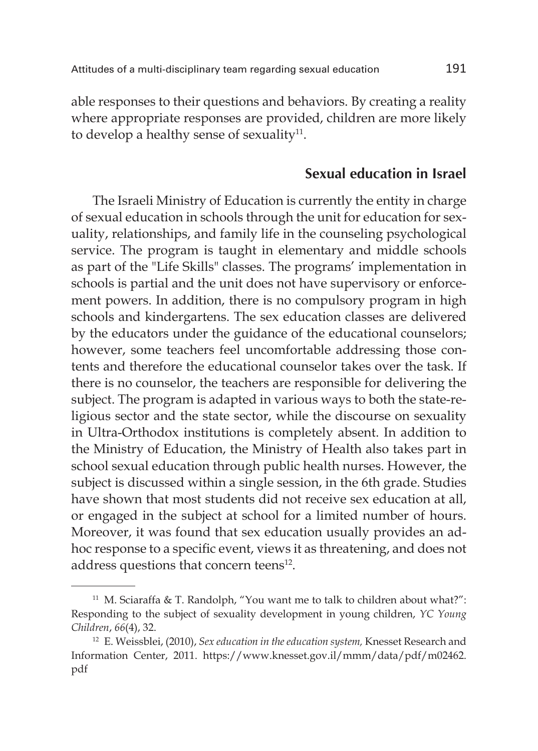able responses to their questions and behaviors. By creating a reality where appropriate responses are provided, children are more likely to develop a healthy sense of sexuality[11].

## Sexual education in Israel

The Israeli Ministry of Education is currently the entity in charge of sexual education in schools through the unit for education for sexuality, relationships, and family life in the counseling psychological service. The program is taught in elementary and middle schools as part of the "Life Skills" classes. The programs' implementation in schools is partial and the unit does not have supervisory or enforcement powers. In addition, there is no compulsory program in high schools and kindergartens. The sex education classes are delivered by the educators under the guidance of the educational counselors; however, some teachers feel uncomfortable addressing those contents and therefore the educational counselor takes over the task. If there is no counselor, the teachers are responsible for delivering the subject. The program is adapted in various ways to both the state-religious sector and the state sector, while the discourse on sexuality in Ultra-Orthodox institutions is completely absent. In addition to the Ministry of Education, the Ministry of Health also takes part in school sexual education through public health nurses. However, the subject is discussed within a single session, in the 6th grade. Studies have shown that most students did not receive sex education at all, or engaged in the subject at school for a limited number of hours. Moreover, it was found that sex education usually provides an ad-hoc response to a specific event, views it as threatening, and does not address questions that concern teens[12].

---

[11] M. Sciaraffa & T. Randolph, "You want me to talk to children about what?": Responding to the subject of sexuality development in young children, *YC Young Children*, *66*(4), 32.

[12] E. Weissblei, (2010), *Sex education in the education system,* Knesset Research and Information Center, 2011. https://www.knesset.gov.il/mmm/data/pdf/m02462.pdf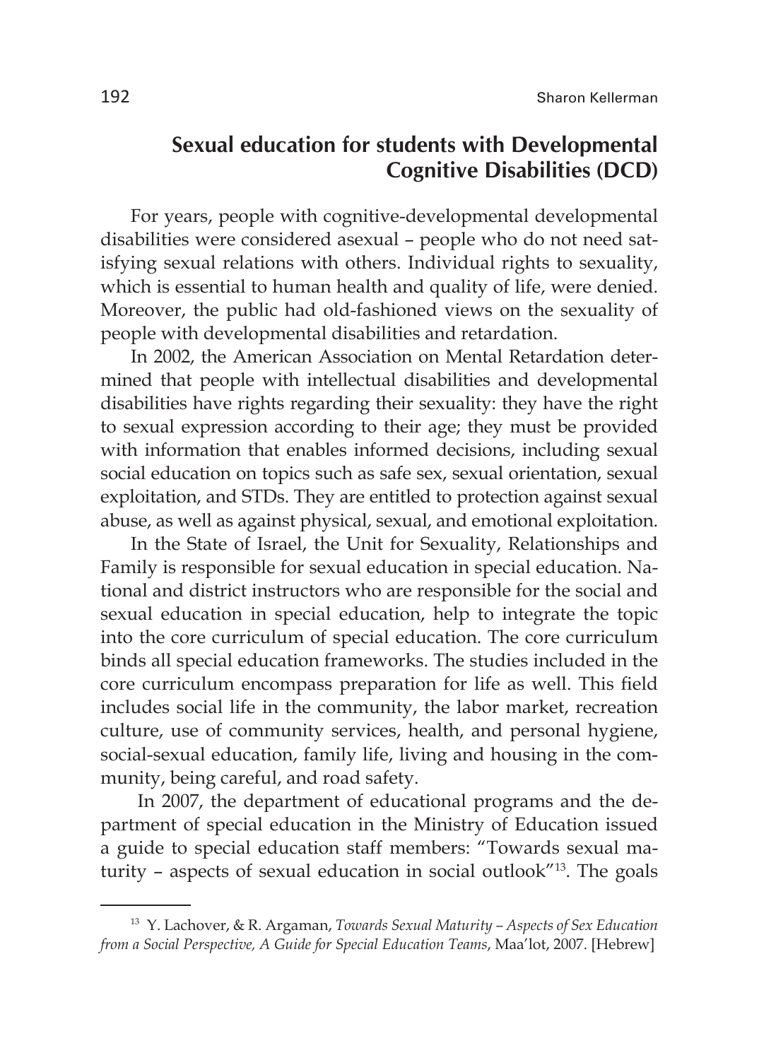## Sexual education for students with Developmental Cognitive Disabilities (DCD)

For years, people with cognitive-developmental developmental disabilities were considered asexual – people who do not need satisfying sexual relations with others. Individual rights to sexuality, which is essential to human health and quality of life, were denied. Moreover, the public had old-fashioned views on the sexuality of people with developmental disabilities and retardation.

In 2002, the American Association on Mental Retardation determined that people with intellectual disabilities and developmental disabilities have rights regarding their sexuality: they have the right to sexual expression according to their age; they must be provided with information that enables informed decisions, including sexual social education on topics such as safe sex, sexual orientation, sexual exploitation, and STDs. They are entitled to protection against sexual abuse, as well as against physical, sexual, and emotional exploitation.

In the State of Israel, the Unit for Sexuality, Relationships and Family is responsible for sexual education in special education. National and district instructors who are responsible for the social and sexual education in special education, help to integrate the topic into the core curriculum of special education. The core curriculum binds all special education frameworks. The studies included in the core curriculum encompass preparation for life as well. This field includes social life in the community, the labor market, recreation culture, use of community services, health, and personal hygiene, social-sexual education, family life, living and housing in the community, being careful, and road safety.

In 2007, the department of educational programs and the department of special education in the Ministry of Education issued a guide to special education staff members: "Towards sexual maturity – aspects of sexual education in social outlook"[13]. The goals

---

[13] Y. Lachover, & R. Argaman, *Towards Sexual Maturity – Aspects of Sex Education from a Social Perspective, A Guide for Special Education Teams*, Maa'lot, 2007. [Hebrew]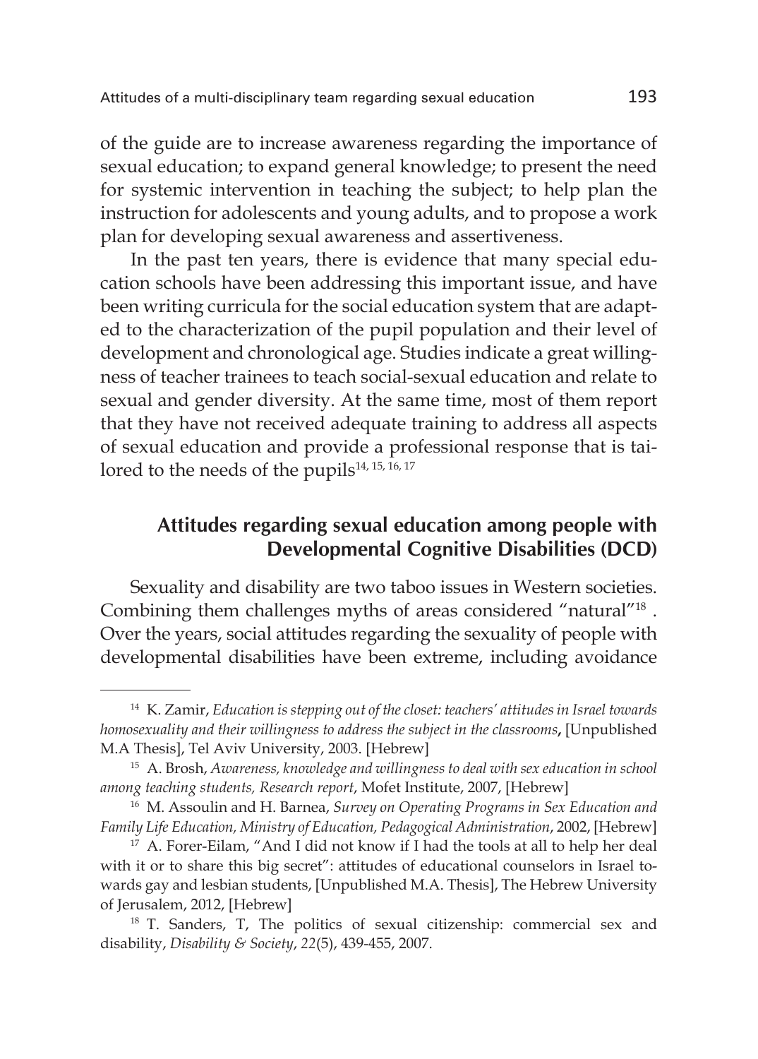of the guide are to increase awareness regarding the importance of sexual education; to expand general knowledge; to present the need for systemic intervention in teaching the subject; to help plan the instruction for adolescents and young adults, and to propose a work plan for developing sexual awareness and assertiveness.

In the past ten years, there is evidence that many special education schools have been addressing this important issue, and have been writing curricula for the social education system that are adapted to the characterization of the pupil population and their level of development and chronological age. Studies indicate a great willingness of teacher trainees to teach social-sexual education and relate to sexual and gender diversity. At the same time, most of them report that they have not received adequate training to address all aspects of sexual education and provide a professional response that is tailored to the needs of the pupils[14, 15, 16, 17]

## Attitudes regarding sexual education among people with Developmental Cognitive Disabilities (DCD)

Sexuality and disability are two taboo issues in Western societies. Combining them challenges myths of areas considered "natural"[18] . Over the years, social attitudes regarding the sexuality of people with developmental disabilities have been extreme, including avoidance

---

[14] K. Zamir, *Education is stepping out of the closet: teachers' attitudes in Israel towards homosexuality and their willingness to address the subject in the classrooms*, [Unpublished M.A Thesis], Tel Aviv University, 2003. [Hebrew]

[15] A. Brosh, *Awareness, knowledge and willingness to deal with sex education in school among teaching students, Research report*, Mofet Institute, 2007, [Hebrew]

[16] M. Assoulin and H. Barnea, *Survey on Operating Programs in Sex Education and Family Life Education, Ministry of Education, Pedagogical Administration*, 2002, [Hebrew]

[17] A. Forer-Eilam, "And I did not know if I had the tools at all to help her deal with it or to share this big secret": attitudes of educational counselors in Israel towards gay and lesbian students, [Unpublished M.A. Thesis], The Hebrew University of Jerusalem, 2012, [Hebrew]

[18] T. Sanders, T, The politics of sexual citizenship: commercial sex and disability, *Disability & Society*, *22*(5), 439-455, 2007.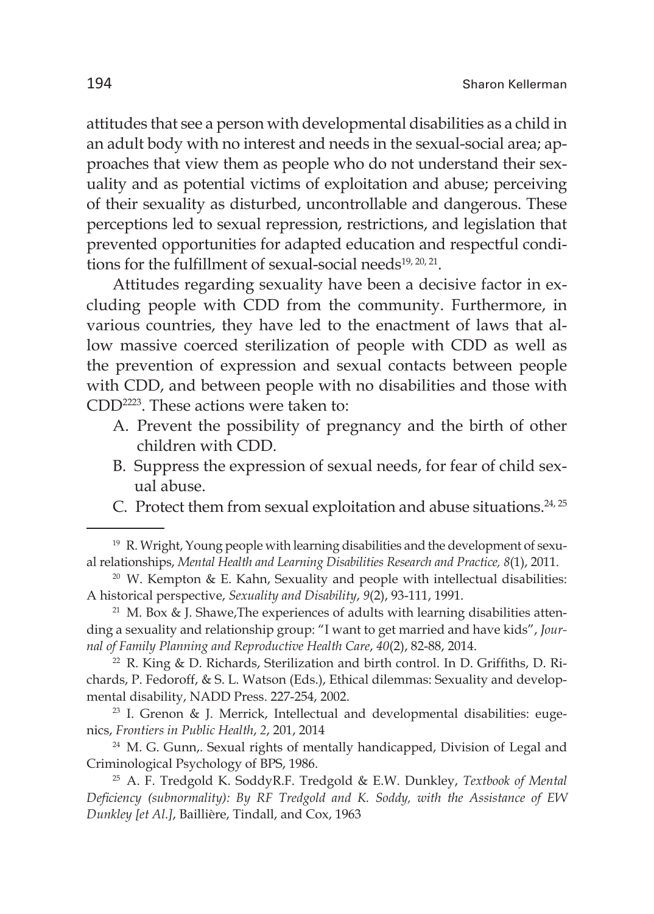attitudes that see a person with developmental disabilities as a child in an adult body with no interest and needs in the sexual-social area; approaches that view them as people who do not understand their sexuality and as potential victims of exploitation and abuse; perceiving of their sexuality as disturbed, uncontrollable and dangerous. These perceptions led to sexual repression, restrictions, and legislation that prevented opportunities for adapted education and respectful conditions for the fulfillment of sexual-social needs[19, 20, 21].

Attitudes regarding sexuality have been a decisive factor in excluding people with CDD from the community. Furthermore, in various countries, they have led to the enactment of laws that allow massive coerced sterilization of people with CDD as well as the prevention of expression and sexual contacts between people with CDD, and between people with no disabilities and those with CDD[2223]. These actions were taken to:

A. Prevent the possibility of pregnancy and the birth of other children with CDD.
B. Suppress the expression of sexual needs, for fear of child sexual abuse.
C. Protect them from sexual exploitation and abuse situations.[24, 25]

---

[19] R. Wright, Young people with learning disabilities and the development of sexual relationships, *Mental Health and Learning Disabilities Research and Practice, 8*(1), 2011.

[20] W. Kempton & E. Kahn, Sexuality and people with intellectual disabilities: A historical perspective, *Sexuality and Disability*, *9*(2), 93-111, 1991.

[21] M. Box & J. Shawe,The experiences of adults with learning disabilities attending a sexuality and relationship group: "I want to get married and have kids", *Journal of Family Planning and Reproductive Health Care*, *40*(2), 82-88, 2014.

[22] R. King & D. Richards, Sterilization and birth control. In D. Griffiths, D. Richards, P. Fedoroff, & S. L. Watson (Eds.), Ethical dilemmas: Sexuality and developmental disability, NADD Press. 227-254, 2002.

[23] I. Grenon & J. Merrick, Intellectual and developmental disabilities: eugenics, *Frontiers in Public Health*, *2*, 201, 2014

[24] M. G. Gunn,. Sexual rights of mentally handicapped, Division of Legal and Criminological Psychology of BPS, 1986.

[25] A. F. Tredgold K. SoddyR.F. Tredgold & E.W. Dunkley, *Textbook of Mental Deficiency (subnormality): By RF Tredgold and K. Soddy, with the Assistance of EW Dunkley [et Al.]*, Baillière, Tindall, and Cox, 1963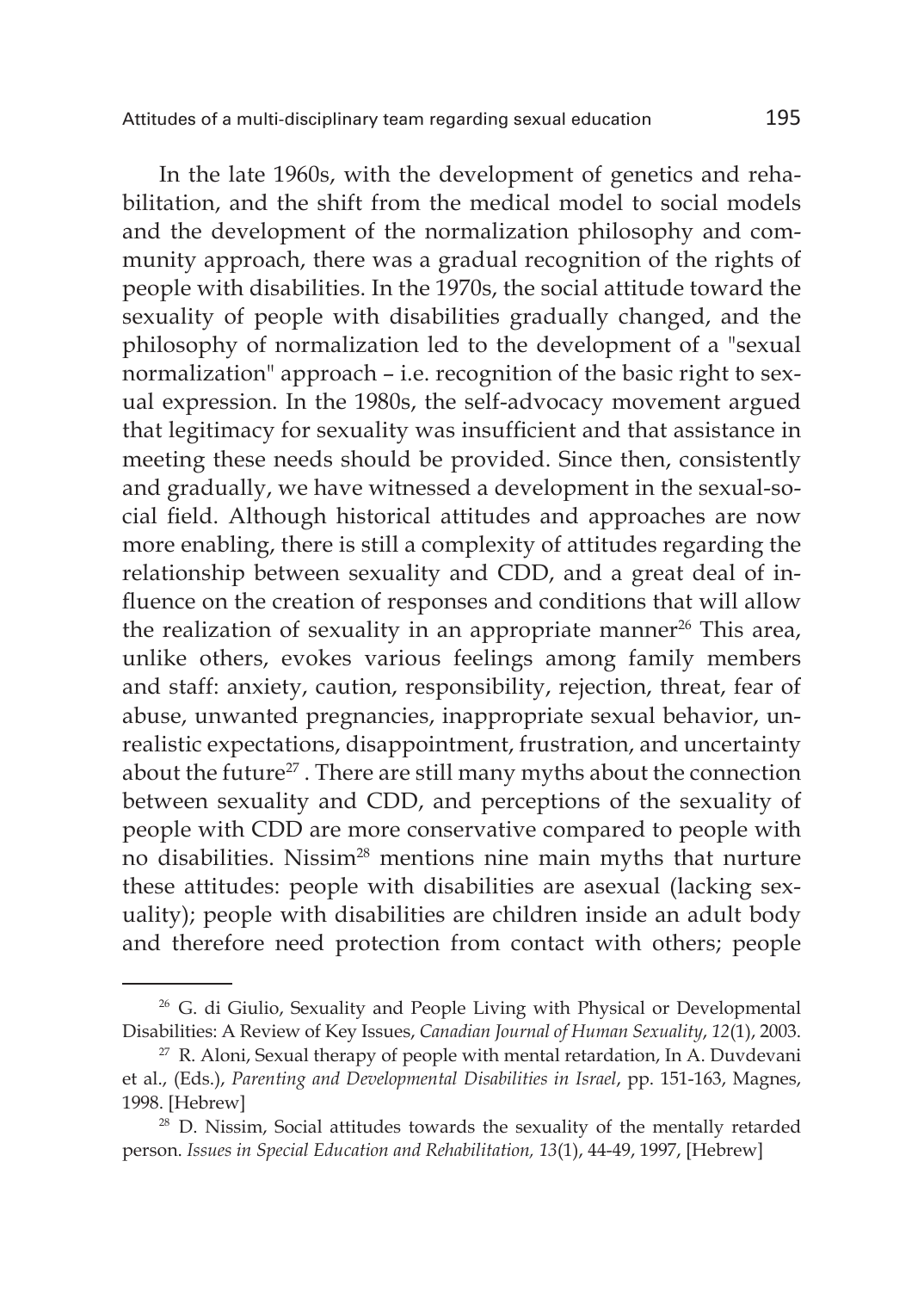In the late 1960s, with the development of genetics and rehabilitation, and the shift from the medical model to social models and the development of the normalization philosophy and community approach, there was a gradual recognition of the rights of people with disabilities. In the 1970s, the social attitude toward the sexuality of people with disabilities gradually changed, and the philosophy of normalization led to the development of a "sexual normalization" approach – i.e. recognition of the basic right to sexual expression. In the 1980s, the self-advocacy movement argued that legitimacy for sexuality was insufficient and that assistance in meeting these needs should be provided. Since then, consistently and gradually, we have witnessed a development in the sexual-social field. Although historical attitudes and approaches are now more enabling, there is still a complexity of attitudes regarding the relationship between sexuality and CDD, and a great deal of influence on the creation of responses and conditions that will allow the realization of sexuality in an appropriate manner[26] This area, unlike others, evokes various feelings among family members and staff: anxiety, caution, responsibility, rejection, threat, fear of abuse, unwanted pregnancies, inappropriate sexual behavior, unrealistic expectations, disappointment, frustration, and uncertainty about the future[27] . There are still many myths about the connection between sexuality and CDD, and perceptions of the sexuality of people with CDD are more conservative compared to people with no disabilities. Nissim[28] mentions nine main myths that nurture these attitudes: people with disabilities are asexual (lacking sexuality); people with disabilities are children inside an adult body and therefore need protection from contact with others; people

---

[26] G. di Giulio, Sexuality and People Living with Physical or Developmental Disabilities: A Review of Key Issues, *Canadian Journal of Human Sexuality*, *12*(1), 2003.

[27] R. Aloni, Sexual therapy of people with mental retardation, In A. Duvdevani et al., (Eds.), *Parenting and Developmental Disabilities in Israel*, pp. 151-163, Magnes, 1998. [Hebrew]

[28] D. Nissim, Social attitudes towards the sexuality of the mentally retarded person. *Issues in Special Education and Rehabilitation, 13*(1), 44-49, 1997, [Hebrew]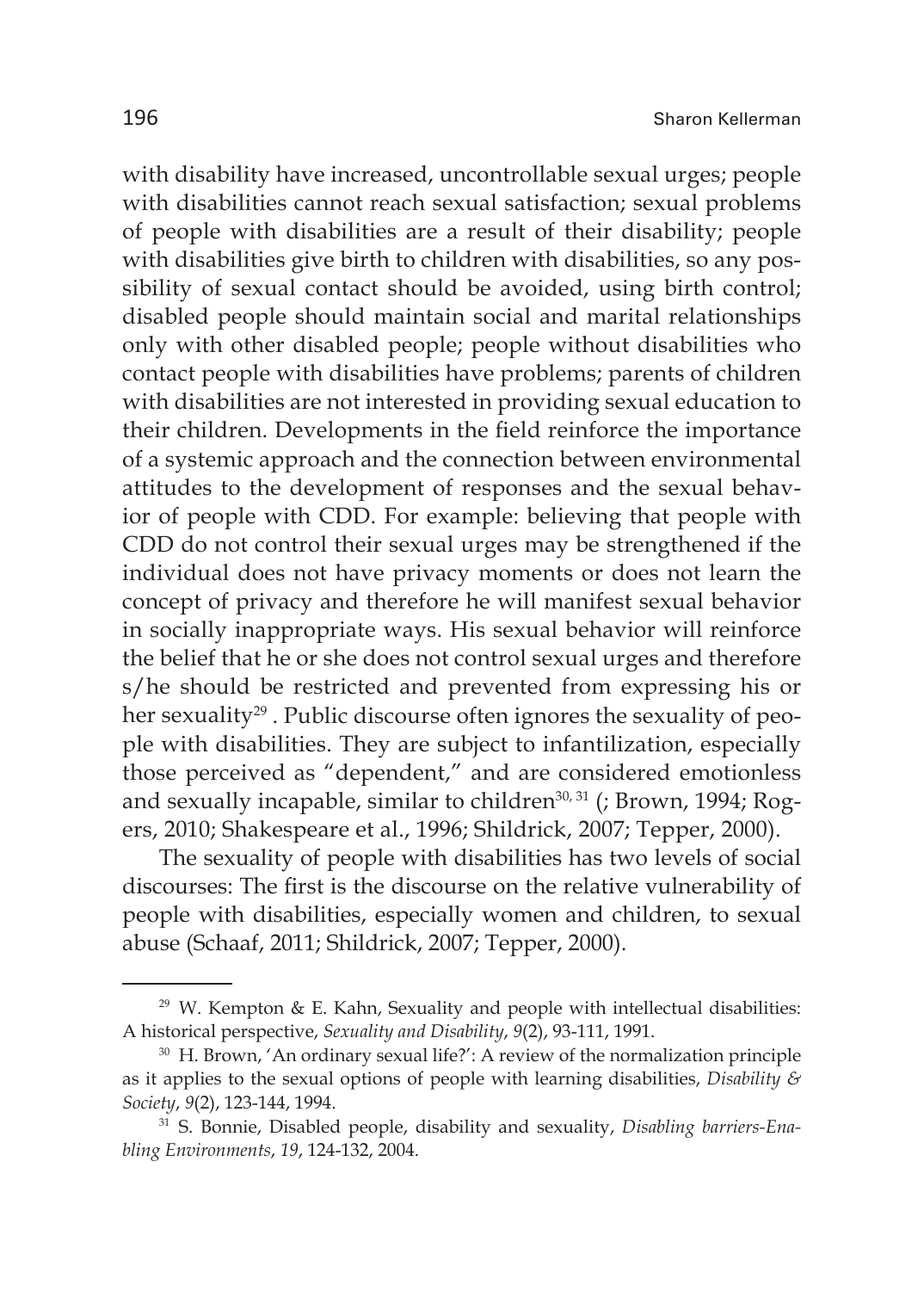with disability have increased, uncontrollable sexual urges; people with disabilities cannot reach sexual satisfaction; sexual problems of people with disabilities are a result of their disability; people with disabilities give birth to children with disabilities, so any possibility of sexual contact should be avoided, using birth control; disabled people should maintain social and marital relationships only with other disabled people; people without disabilities who contact people with disabilities have problems; parents of children with disabilities are not interested in providing sexual education to their children. Developments in the field reinforce the importance of a systemic approach and the connection between environmental attitudes to the development of responses and the sexual behavior of people with CDD. For example: believing that people with CDD do not control their sexual urges may be strengthened if the individual does not have privacy moments or does not learn the concept of privacy and therefore he will manifest sexual behavior in socially inappropriate ways. His sexual behavior will reinforce the belief that he or she does not control sexual urges and therefore s/he should be restricted and prevented from expressing his or her sexuality[29] . Public discourse often ignores the sexuality of people with disabilities. They are subject to infantilization, especially those perceived as "dependent," and are considered emotionless and sexually incapable, similar to children[30, 31] (; Brown, 1994; Rogers, 2010; Shakespeare et al., 1996; Shildrick, 2007; Tepper, 2000).

The sexuality of people with disabilities has two levels of social discourses: The first is the discourse on the relative vulnerability of people with disabilities, especially women and children, to sexual abuse (Schaaf, 2011; Shildrick, 2007; Tepper, 2000).

---

[29] W. Kempton & E. Kahn, Sexuality and people with intellectual disabilities: A historical perspective, *Sexuality and Disability*, *9*(2), 93-111, 1991.

[30] H. Brown, 'An ordinary sexual life?': A review of the normalization principle as it applies to the sexual options of people with learning disabilities, *Disability & Society*, *9*(2), 123-144, 1994.

[31] S. Bonnie, Disabled people, disability and sexuality, *Disabling barriers-Enabling Environments*, *19*, 124-132, 2004.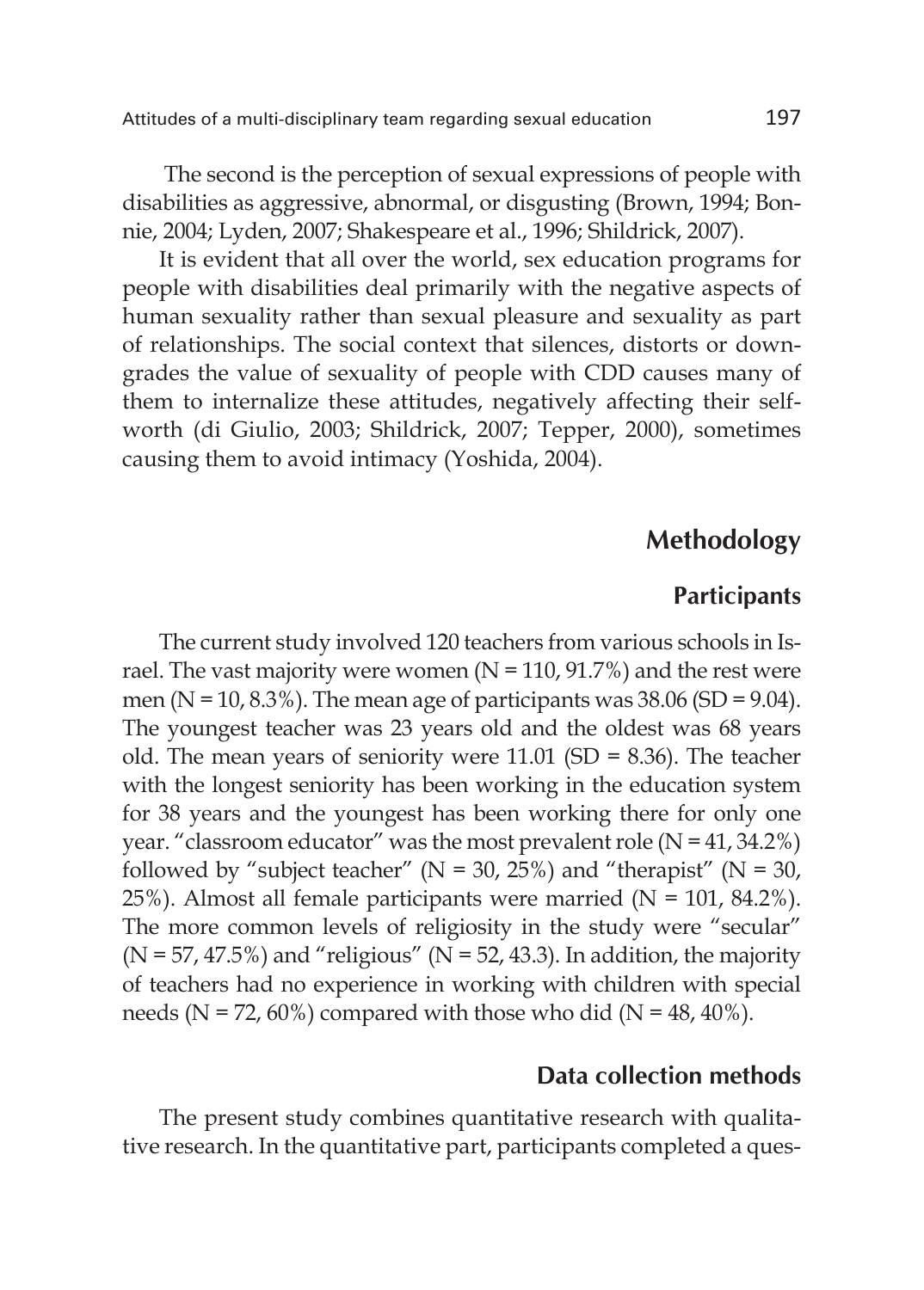The second is the perception of sexual expressions of people with disabilities as aggressive, abnormal, or disgusting (Brown, 1994; Bonnie, 2004; Lyden, 2007; Shakespeare et al., 1996; Shildrick, 2007).

It is evident that all over the world, sex education programs for people with disabilities deal primarily with the negative aspects of human sexuality rather than sexual pleasure and sexuality as part of relationships. The social context that silences, distorts or downgrades the value of sexuality of people with CDD causes many of them to internalize these attitudes, negatively affecting their self-worth (di Giulio, 2003; Shildrick, 2007; Tepper, 2000), sometimes causing them to avoid intimacy (Yoshida, 2004).

## Methodology

### Participants

The current study involved 120 teachers from various schools in Israel. The vast majority were women (N = 110, 91.7%) and the rest were men (N = 10, 8.3%). The mean age of participants was 38.06 (SD = 9.04). The youngest teacher was 23 years old and the oldest was 68 years old. The mean years of seniority were 11.01 (SD = 8.36). The teacher with the longest seniority has been working in the education system for 38 years and the youngest has been working there for only one year. "classroom educator" was the most prevalent role (N = 41, 34.2%) followed by "subject teacher" (N = 30, 25%) and "therapist" (N = 30, 25%). Almost all female participants were married (N = 101, 84.2%). The more common levels of religiosity in the study were "secular" (N = 57, 47.5%) and "religious" (N = 52, 43.3). In addition, the majority of teachers had no experience in working with children with special needs (N = 72, 60%) compared with those who did (N = 48, 40%).

### Data collection methods

The present study combines quantitative research with qualitative research. In the quantitative part, participants completed a ques-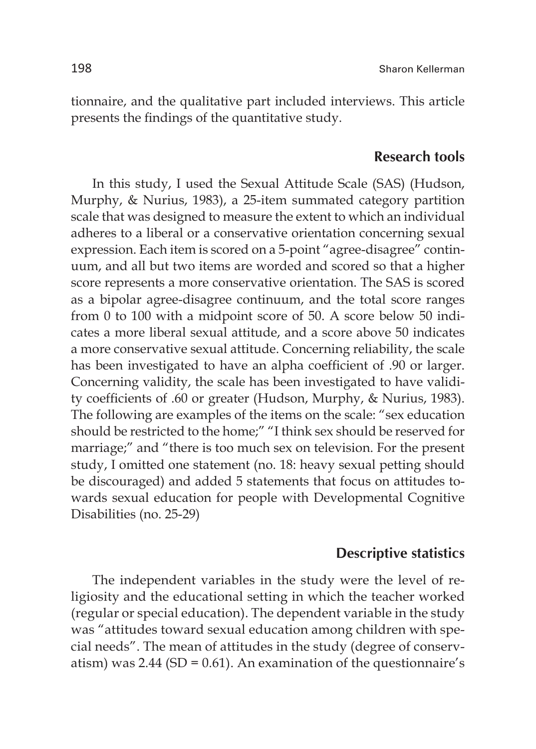tionnaire, and the qualitative part included interviews. This article presents the findings of the quantitative study.

## Research tools

In this study, I used the Sexual Attitude Scale (SAS) (Hudson, Murphy, & Nurius, 1983), a 25-item summated category partition scale that was designed to measure the extent to which an individual adheres to a liberal or a conservative orientation concerning sexual expression. Each item is scored on a 5-point "agree-disagree" continuum, and all but two items are worded and scored so that a higher score represents a more conservative orientation. The SAS is scored as a bipolar agree-disagree continuum, and the total score ranges from 0 to 100 with a midpoint score of 50. A score below 50 indicates a more liberal sexual attitude, and a score above 50 indicates a more conservative sexual attitude. Concerning reliability, the scale has been investigated to have an alpha coefficient of .90 or larger. Concerning validity, the scale has been investigated to have validity coefficients of .60 or greater (Hudson, Murphy, & Nurius, 1983). The following are examples of the items on the scale: "sex education should be restricted to the home;" "I think sex should be reserved for marriage;" and "there is too much sex on television. For the present study, I omitted one statement (no. 18: heavy sexual petting should be discouraged) and added 5 statements that focus on attitudes towards sexual education for people with Developmental Cognitive Disabilities (no. 25-29)

## Descriptive statistics

The independent variables in the study were the level of religiosity and the educational setting in which the teacher worked (regular or special education). The dependent variable in the study was "attitudes toward sexual education among children with special needs". The mean of attitudes in the study (degree of conservatism) was 2.44 ($SD = 0.61$). An examination of the questionnaire's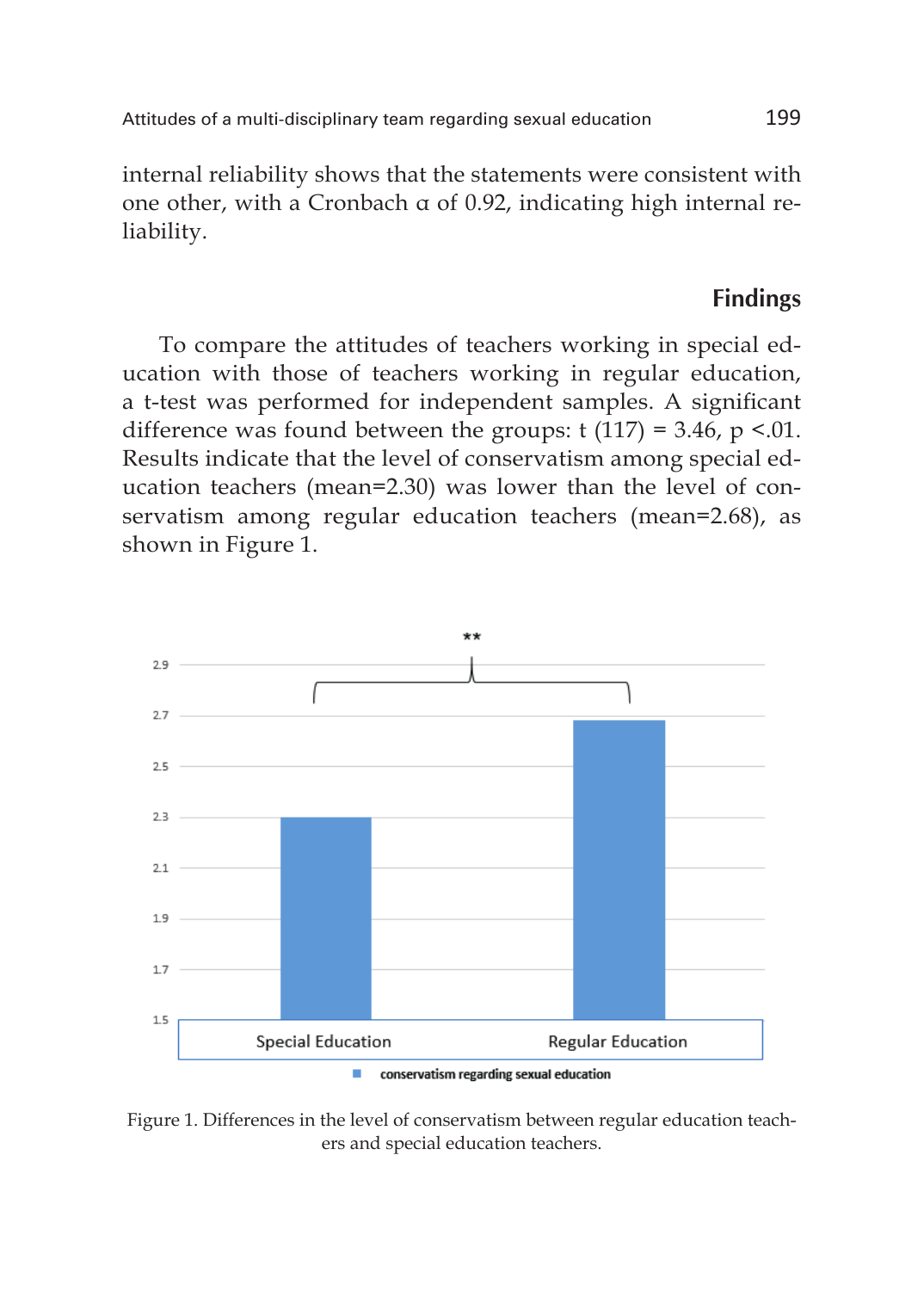internal reliability shows that the statements were consistent with one other, with a Cronbach α of 0.92, indicating high internal reliability.

## Findings

To compare the attitudes of teachers working in special education with those of teachers working in regular education, a t-test was performed for independent samples. A significant difference was found between the groups: $t(117) = 3.46$, $p < .01$. Results indicate that the level of conservatism among special education teachers (mean=2.30) was lower than the level of conservatism among regular education teachers (mean=2.68), as shown in Figure 1.

Figure 1. Differences in the level of conservatism between regular education teachers and special education teachers.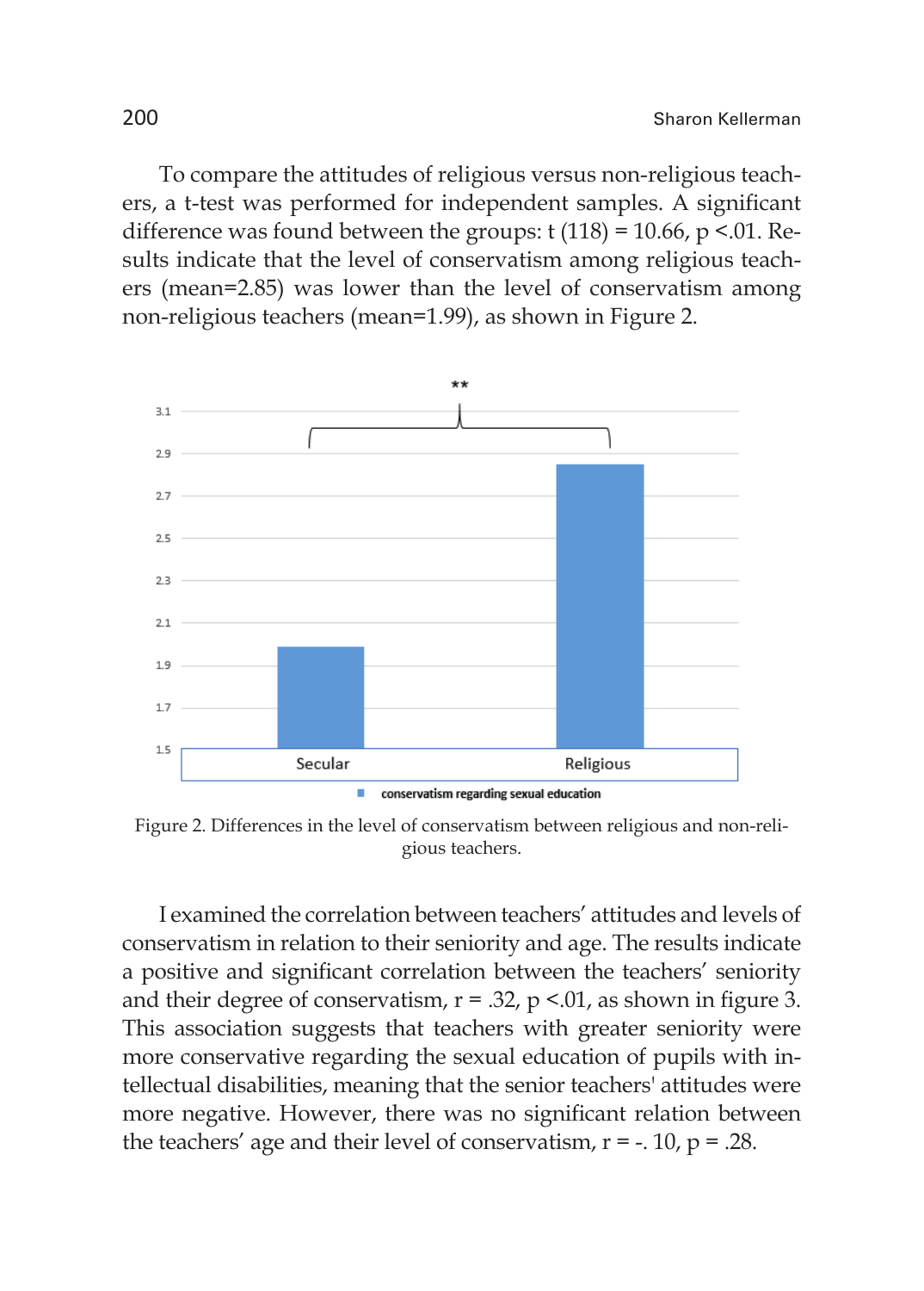To compare the attitudes of religious versus non-religious teachers, a t-test was performed for independent samples. A significant difference was found between the groups: $t(118) = 10.66$, $p < .01$. Results indicate that the level of conservatism among religious teachers (mean=2.85) was lower than the level of conservatism among non-religious teachers (mean=1.99), as shown in Figure 2.

Figure 2. Differences in the level of conservatism between religious and non-religious teachers.

I examined the correlation between teachers' attitudes and levels of conservatism in relation to their seniority and age. The results indicate a positive and significant correlation between the teachers' seniority and their degree of conservatism, $r = .32$, $p < .01$, as shown in figure 3. This association suggests that teachers with greater seniority were more conservative regarding the sexual education of pupils with intellectual disabilities, meaning that the senior teachers' attitudes were more negative. However, there was no significant relation between the teachers' age and their level of conservatism, $r = -.10$, $p = .28$.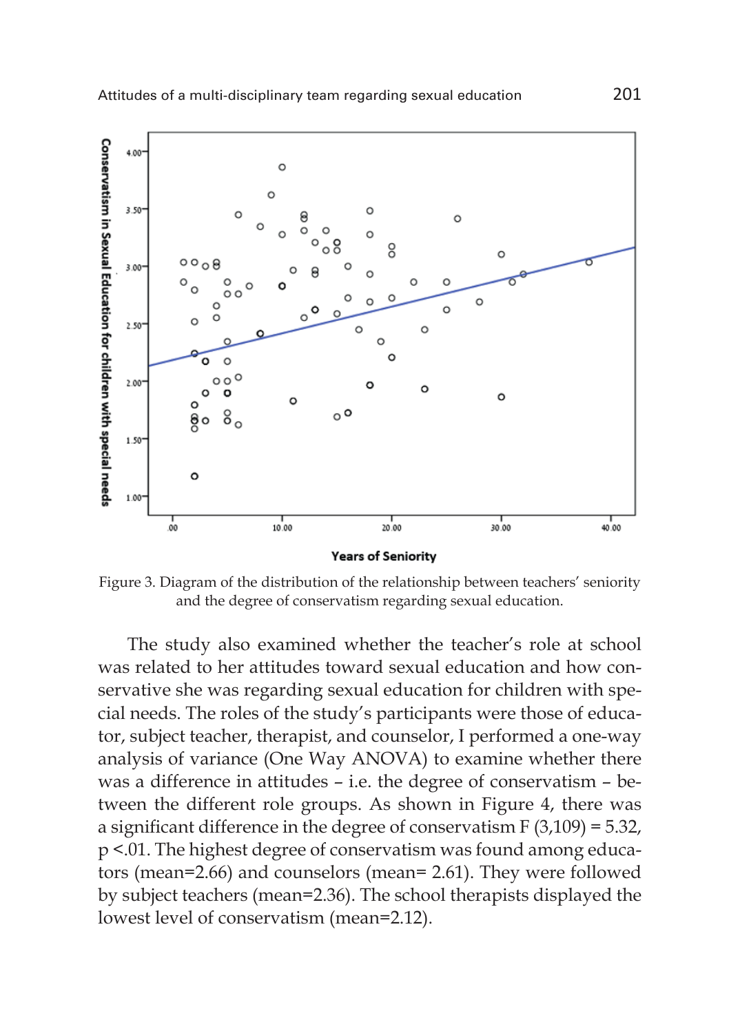Figure 3. Diagram of the distribution of the relationship between teachers' seniority and the degree of conservatism regarding sexual education.

The study also examined whether the teacher's role at school was related to her attitudes toward sexual education and how conservative she was regarding sexual education for children with special needs. The roles of the study's participants were those of educator, subject teacher, therapist, and counselor, I performed a one-way analysis of variance (One Way ANOVA) to examine whether there was a difference in attitudes – i.e. the degree of conservatism – between the different role groups. As shown in Figure 4, there was a significant difference in the degree of conservatism $F(3,109) = 5.32$, $p < .01$. The highest degree of conservatism was found among educators (mean=2.66) and counselors (mean= 2.61). They were followed by subject teachers (mean=2.36). The school therapists displayed the lowest level of conservatism (mean=2.12).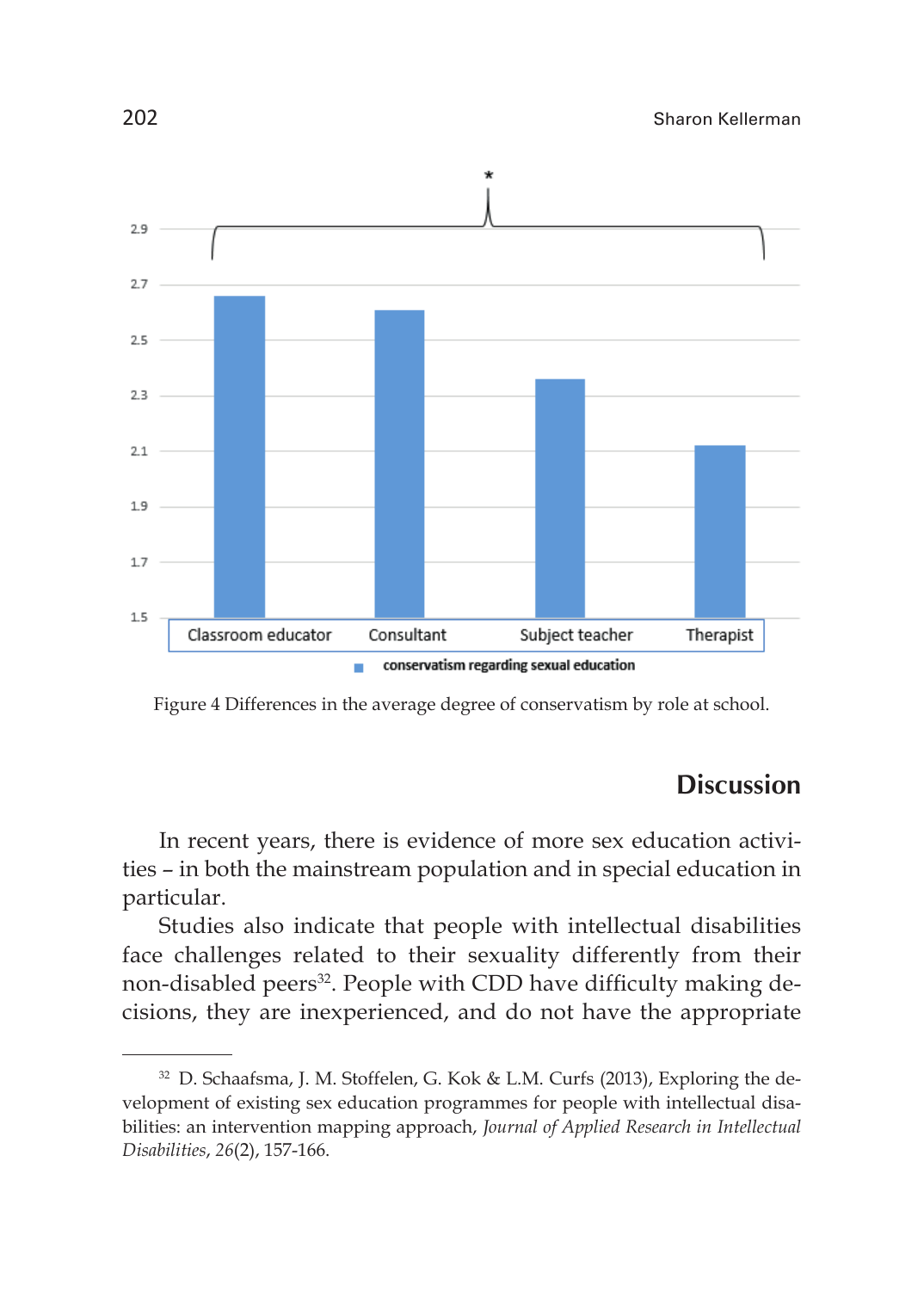Figure 4 Differences in the average degree of conservatism by role at school.

## Discussion

In recent years, there is evidence of more sex education activities – in both the mainstream population and in special education in particular.

Studies also indicate that people with intellectual disabilities face challenges related to their sexuality differently from their non-disabled peers[32]. People with CDD have difficulty making decisions, they are inexperienced, and do not have the appropriate

---

[32] D. Schaafsma, J. M. Stoffelen, G. Kok & L.M. Curfs (2013), Exploring the development of existing sex education programmes for people with intellectual disabilities: an intervention mapping approach, *Journal of Applied Research in Intellectual Disabilities*, *26*(2), 157-166.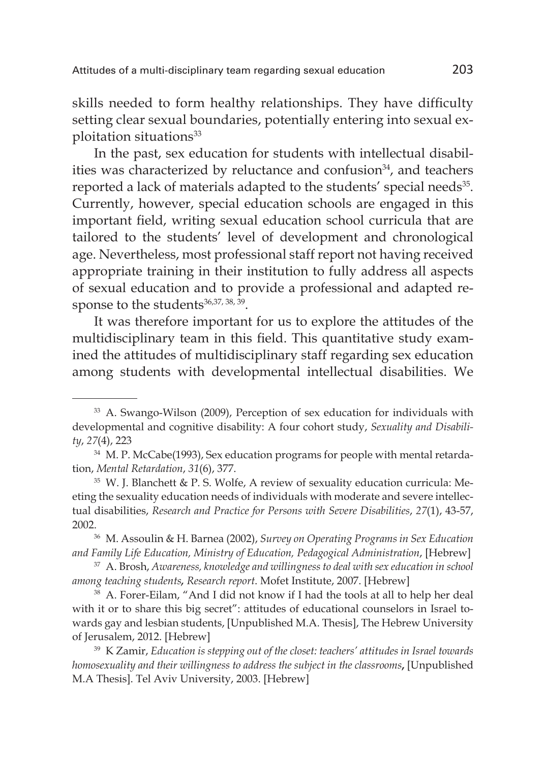skills needed to form healthy relationships. They have difficulty setting clear sexual boundaries, potentially entering into sexual exploitation situations[33]

In the past, sex education for students with intellectual disabilities was characterized by reluctance and confusion[34], and teachers reported a lack of materials adapted to the students' special needs[35]. Currently, however, special education schools are engaged in this important field, writing sexual education school curricula that are tailored to the students' level of development and chronological age. Nevertheless, most professional staff report not having received appropriate training in their institution to fully address all aspects of sexual education and to provide a professional and adapted response to the students[36,37, 38, 39].

It was therefore important for us to explore the attitudes of the multidisciplinary team in this field. This quantitative study examined the attitudes of multidisciplinary staff regarding sex education among students with developmental intellectual disabilities. We

---

[33] A. Swango-Wilson (2009), Perception of sex education for individuals with developmental and cognitive disability: A four cohort study, *Sexuality and Disability*, *27*(4), 223

[34] M. P. McCabe(1993), Sex education programs for people with mental retardation, *Mental Retardation*, *31*(6), 377.

[35] W. J. Blanchett & P. S. Wolfe, A review of sexuality education curricula: Meeting the sexuality education needs of individuals with moderate and severe intellectual disabilities, *Research and Practice for Persons with Severe Disabilities*, *27*(1), 43-57, 2002.

[36] M. Assoulin & H. Barnea (2002), *Survey on Operating Programs in Sex Education and Family Life Education, Ministry of Education, Pedagogical Administration*, [Hebrew]

[37] A. Brosh, *Awareness, knowledge and willingness to deal with sex education in school among teaching students***,** *Research report*. Mofet Institute, 2007. [Hebrew]

[38] A. Forer-Eilam, "And I did not know if I had the tools at all to help her deal with it or to share this big secret": attitudes of educational counselors in Israel towards gay and lesbian students, [Unpublished M.A. Thesis], The Hebrew University of Jerusalem, 2012. [Hebrew]

[39] K Zamir, *Education is stepping out of the closet: teachers' attitudes in Israel towards homosexuality and their willingness to address the subject in the classrooms***,** [Unpublished M.A Thesis]. Tel Aviv University, 2003. [Hebrew]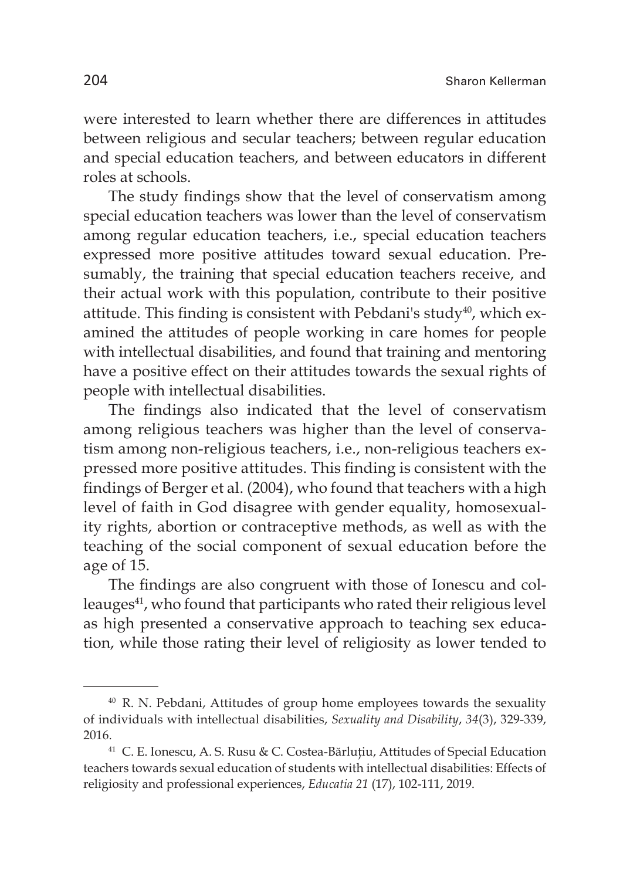were interested to learn whether there are differences in attitudes between religious and secular teachers; between regular education and special education teachers, and between educators in different roles at schools.

The study findings show that the level of conservatism among special education teachers was lower than the level of conservatism among regular education teachers, i.e., special education teachers expressed more positive attitudes toward sexual education. Presumably, the training that special education teachers receive, and their actual work with this population, contribute to their positive attitude. This finding is consistent with Pebdani's study[40], which examined the attitudes of people working in care homes for people with intellectual disabilities, and found that training and mentoring have a positive effect on their attitudes towards the sexual rights of people with intellectual disabilities.

The findings also indicated that the level of conservatism among religious teachers was higher than the level of conservatism among non-religious teachers, i.e., non-religious teachers expressed more positive attitudes. This finding is consistent with the findings of Berger et al. (2004), who found that teachers with a high level of faith in God disagree with gender equality, homosexuality rights, abortion or contraceptive methods, as well as with the teaching of the social component of sexual education before the age of 15.

The findings are also congruent with those of Ionescu and colleauges[41], who found that participants who rated their religious level as high presented a conservative approach to teaching sex education, while those rating their level of religiosity as lower tended to

[40] R. N. Pebdani, Attitudes of group home employees towards the sexuality of individuals with intellectual disabilities, *Sexuality and Disability*, *34*(3), 329-339, 2016.

[41] C. E. Ionescu, A. S. Rusu & C. Costea-Bărluțiu, Attitudes of Special Education teachers towards sexual education of students with intellectual disabilities: Effects of religiosity and professional experiences, *Educatia 21* (17), 102-111, 2019.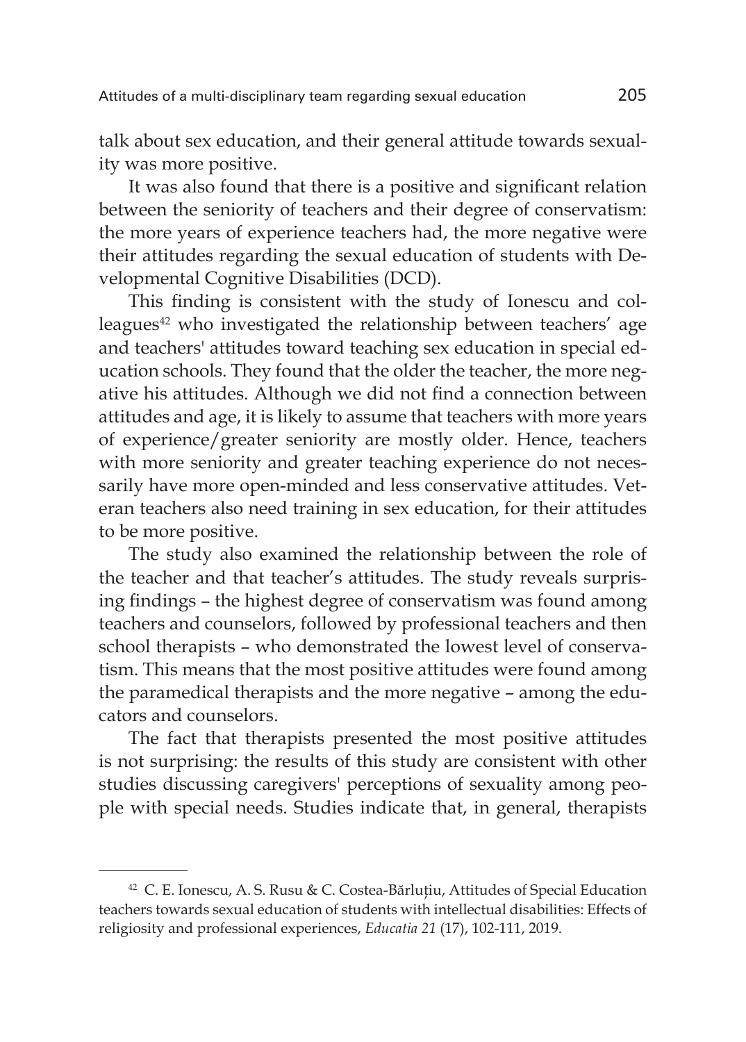talk about sex education, and their general attitude towards sexuality was more positive.

It was also found that there is a positive and significant relation between the seniority of teachers and their degree of conservatism: the more years of experience teachers had, the more negative were their attitudes regarding the sexual education of students with Developmental Cognitive Disabilities (DCD).

This finding is consistent with the study of Ionescu and colleagues[42] who investigated the relationship between teachers' age and teachers' attitudes toward teaching sex education in special education schools. They found that the older the teacher, the more negative his attitudes. Although we did not find a connection between attitudes and age, it is likely to assume that teachers with more years of experience/greater seniority are mostly older. Hence, teachers with more seniority and greater teaching experience do not necessarily have more open-minded and less conservative attitudes. Veteran teachers also need training in sex education, for their attitudes to be more positive.

The study also examined the relationship between the role of the teacher and that teacher's attitudes. The study reveals surprising findings – the highest degree of conservatism was found among teachers and counselors, followed by professional teachers and then school therapists – who demonstrated the lowest level of conservatism. This means that the most positive attitudes were found among the paramedical therapists and the more negative – among the educators and counselors.

The fact that therapists presented the most positive attitudes is not surprising: the results of this study are consistent with other studies discussing caregivers' perceptions of sexuality among people with special needs. Studies indicate that, in general, therapists

---

[42] C. E. Ionescu, A. S. Rusu & C. Costea-Bărluțiu, Attitudes of Special Education teachers towards sexual education of students with intellectual disabilities: Effects of religiosity and professional experiences, *Educatia 21* (17), 102-111, 2019.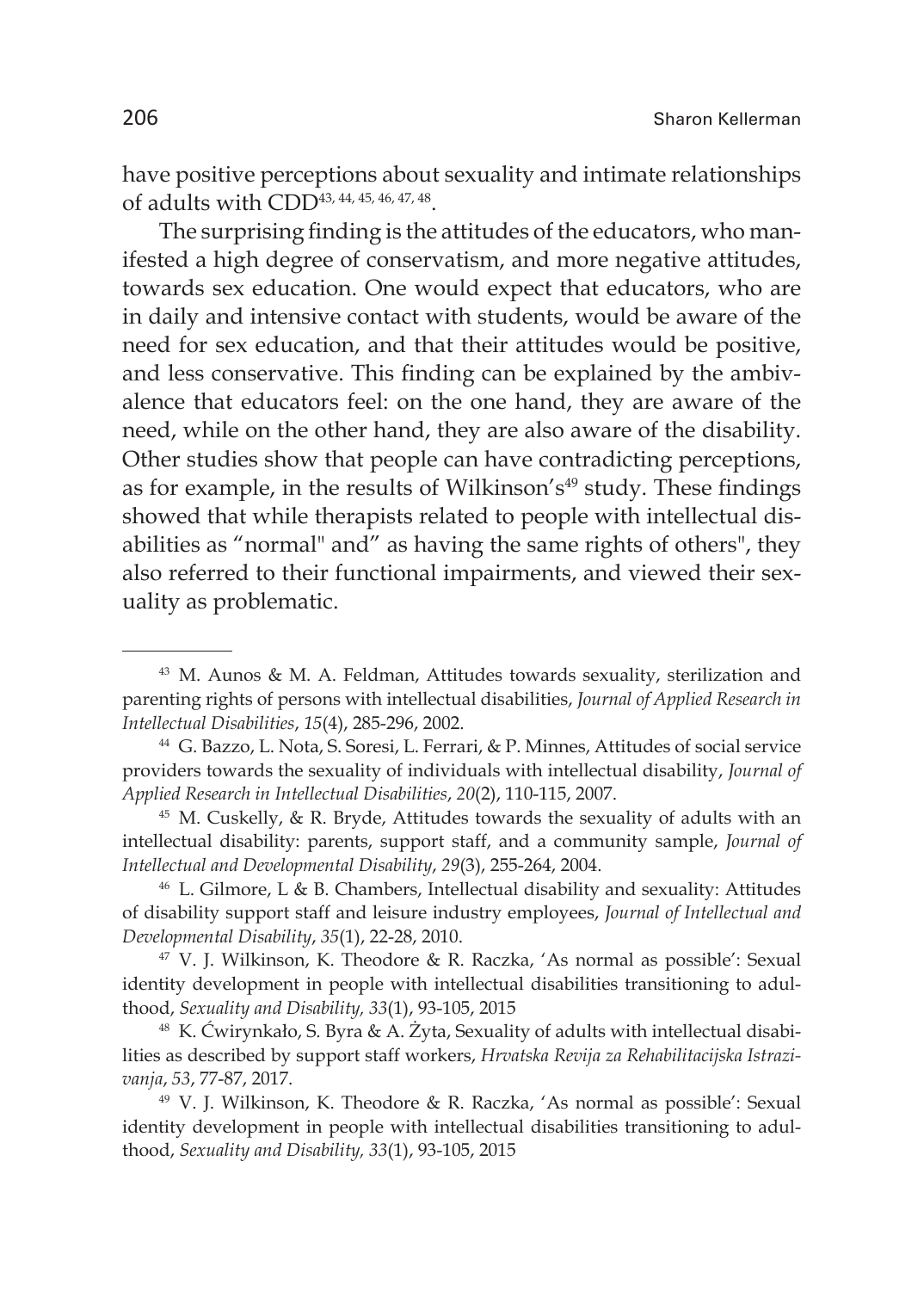have positive perceptions about sexuality and intimate relationships of adults with CDD[43, 44, 45, 46, 47, 48].

The surprising finding is the attitudes of the educators, who manifested a high degree of conservatism, and more negative attitudes, towards sex education. One would expect that educators, who are in daily and intensive contact with students, would be aware of the need for sex education, and that their attitudes would be positive, and less conservative. This finding can be explained by the ambivalence that educators feel: on the one hand, they are aware of the need, while on the other hand, they are also aware of the disability. Other studies show that people can have contradicting perceptions, as for example, in the results of Wilkinson's[49] study. These findings showed that while therapists related to people with intellectual disabilities as "normal" and" as having the same rights of others", they also referred to their functional impairments, and viewed their sexuality as problematic.

---

[43] M. Aunos & M. A. Feldman, Attitudes towards sexuality, sterilization and parenting rights of persons with intellectual disabilities, *Journal of Applied Research in Intellectual Disabilities*, *15*(4), 285-296, 2002.

[44] G. Bazzo, L. Nota, S. Soresi, L. Ferrari, & P. Minnes, Attitudes of social service providers towards the sexuality of individuals with intellectual disability, *Journal of Applied Research in Intellectual Disabilities*, *20*(2), 110-115, 2007.

[45] M. Cuskelly, & R. Bryde, Attitudes towards the sexuality of adults with an intellectual disability: parents, support staff, and a community sample, *Journal of Intellectual and Developmental Disability*, *29*(3), 255-264, 2004.

[46] L. Gilmore, L & B. Chambers, Intellectual disability and sexuality: Attitudes of disability support staff and leisure industry employees, *Journal of Intellectual and Developmental Disability*, *35*(1), 22-28, 2010.

[47] V. J. Wilkinson, K. Theodore & R. Raczka, 'As normal as possible': Sexual identity development in people with intellectual disabilities transitioning to adulthood, *Sexuality and Disability, 33*(1), 93-105, 2015

[48] K. Ćwirynkało, S. Byra & A. Żyta, Sexuality of adults with intellectual disabilities as described by support staff workers, *Hrvatska Revija za Rehabilitacijska Istrazivanja*, *53*, 77-87, 2017.

[49] V. J. Wilkinson, K. Theodore & R. Raczka, 'As normal as possible': Sexual identity development in people with intellectual disabilities transitioning to adulthood, *Sexuality and Disability, 33*(1), 93-105, 2015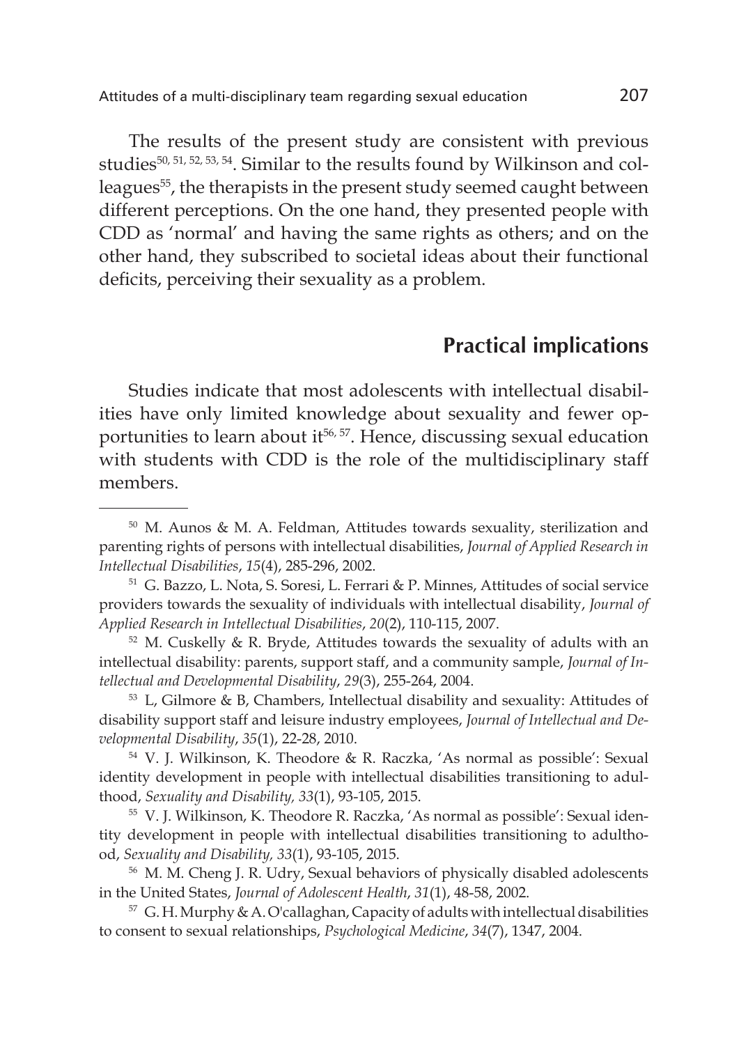The results of the present study are consistent with previous studies[50, 51, 52, 53, 54]. Similar to the results found by Wilkinson and colleagues[55], the therapists in the present study seemed caught between different perceptions. On the one hand, they presented people with CDD as 'normal' and having the same rights as others; and on the other hand, they subscribed to societal ideas about their functional deficits, perceiving their sexuality as a problem.

## Practical implications

Studies indicate that most adolescents with intellectual disabilities have only limited knowledge about sexuality and fewer opportunities to learn about it[56, 57]. Hence, discussing sexual education with students with CDD is the role of the multidisciplinary staff members.

---

[50] M. Aunos & M. A. Feldman, Attitudes towards sexuality, sterilization and parenting rights of persons with intellectual disabilities, *Journal of Applied Research in Intellectual Disabilities*, *15*(4), 285-296, 2002.

[51] G. Bazzo, L. Nota, S. Soresi, L. Ferrari & P. Minnes, Attitudes of social service providers towards the sexuality of individuals with intellectual disability, *Journal of Applied Research in Intellectual Disabilities*, *20*(2), 110-115, 2007.

[52] M. Cuskelly & R. Bryde, Attitudes towards the sexuality of adults with an intellectual disability: parents, support staff, and a community sample, *Journal of Intellectual and Developmental Disability*, *29*(3), 255-264, 2004.

[53] L, Gilmore & B, Chambers, Intellectual disability and sexuality: Attitudes of disability support staff and leisure industry employees, *Journal of Intellectual and Developmental Disability*, *35*(1), 22-28, 2010.

[54] V. J. Wilkinson, K. Theodore & R. Raczka, 'As normal as possible': Sexual identity development in people with intellectual disabilities transitioning to adulthood, *Sexuality and Disability, 33*(1), 93-105, 2015.

[55] V. J. Wilkinson, K. Theodore R. Raczka, 'As normal as possible': Sexual identity development in people with intellectual disabilities transitioning to adulthood, *Sexuality and Disability, 33*(1), 93-105, 2015.

[56] M. M. Cheng J. R. Udry, Sexual behaviors of physically disabled adolescents in the United States, *Journal of Adolescent Health*, *31*(1), 48-58, 2002.

[57] G. H. Murphy & A. O'callaghan, Capacity of adults with intellectual disabilities to consent to sexual relationships, *Psychological Medicine*, *34*(7), 1347, 2004.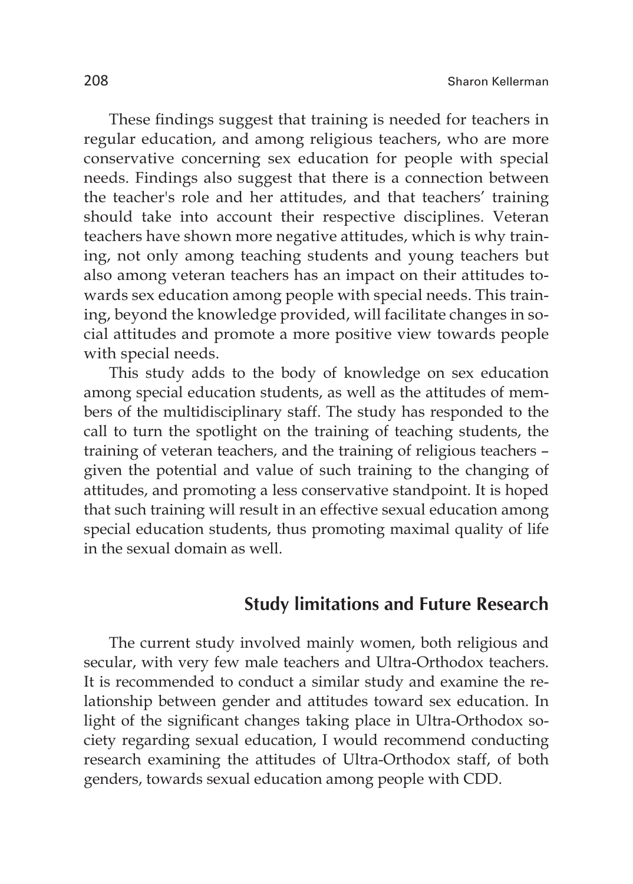These findings suggest that training is needed for teachers in regular education, and among religious teachers, who are more conservative concerning sex education for people with special needs. Findings also suggest that there is a connection between the teacher's role and her attitudes, and that teachers' training should take into account their respective disciplines. Veteran teachers have shown more negative attitudes, which is why training, not only among teaching students and young teachers but also among veteran teachers has an impact on their attitudes towards sex education among people with special needs. This training, beyond the knowledge provided, will facilitate changes in social attitudes and promote a more positive view towards people with special needs.

This study adds to the body of knowledge on sex education among special education students, as well as the attitudes of members of the multidisciplinary staff. The study has responded to the call to turn the spotlight on the training of teaching students, the training of veteran teachers, and the training of religious teachers – given the potential and value of such training to the changing of attitudes, and promoting a less conservative standpoint. It is hoped that such training will result in an effective sexual education among special education students, thus promoting maximal quality of life in the sexual domain as well.

## Study limitations and Future Research

The current study involved mainly women, both religious and secular, with very few male teachers and Ultra-Orthodox teachers. It is recommended to conduct a similar study and examine the relationship between gender and attitudes toward sex education. In light of the significant changes taking place in Ultra-Orthodox society regarding sexual education, I would recommend conducting research examining the attitudes of Ultra-Orthodox staff, of both genders, towards sexual education among people with CDD.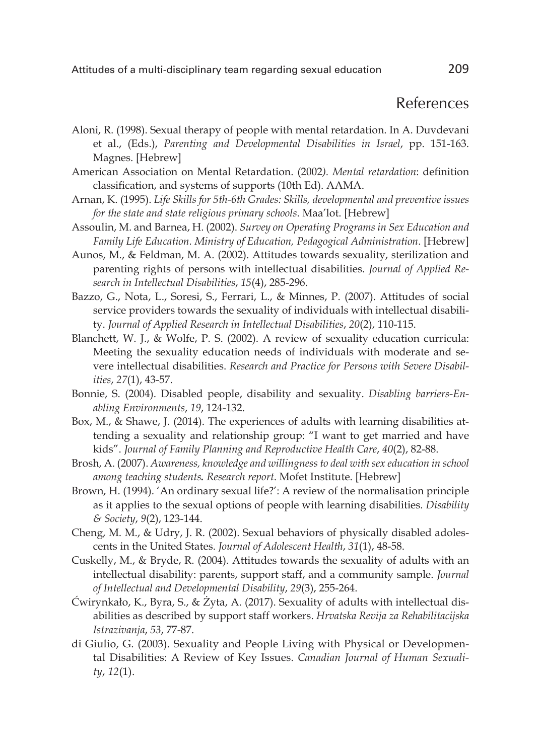## References

Aloni, R. (1998). Sexual therapy of people with mental retardation. In A. Duvdevani et al., (Eds.), *Parenting and Developmental Disabilities in Israel*, pp. 151-163. Magnes. [Hebrew]

American Association on Mental Retardation. (2002*). Mental retardation*: definition classification, and systems of supports (10th Ed). AAMA.

Arnan, K. (1995). *Life Skills for 5th-6th Grades: Skills, developmental and preventive issues for the state and state religious primary schools*. Maa'lot. [Hebrew]

Assoulin, M. and Barnea, H. (2002). *Survey on Operating Programs in Sex Education and Family Life Education. Ministry of Education, Pedagogical Administration*. [Hebrew]

Aunos, M., & Feldman, M. A. (2002). Attitudes towards sexuality, sterilization and parenting rights of persons with intellectual disabilities. *Journal of Applied Research in Intellectual Disabilities*, *15*(4), 285-296.

Bazzo, G., Nota, L., Soresi, S., Ferrari, L., & Minnes, P. (2007). Attitudes of social service providers towards the sexuality of individuals with intellectual disability. *Journal of Applied Research in Intellectual Disabilities*, *20*(2), 110-115.

Blanchett, W. J., & Wolfe, P. S. (2002). A review of sexuality education curricula: Meeting the sexuality education needs of individuals with moderate and severe intellectual disabilities. *Research and Practice for Persons with Severe Disabilities*, *27*(1), 43-57.

Bonnie, S. (2004). Disabled people, disability and sexuality. *Disabling barriers-Enabling Environments*, *19*, 124-132.

Box, M., & Shawe, J. (2014). The experiences of adults with learning disabilities attending a sexuality and relationship group: "I want to get married and have kids". *Journal of Family Planning and Reproductive Health Care*, *40*(2), 82-88.

Brosh, A. (2007). *Awareness, knowledge and willingness to deal with sex education in school among teaching students***.** *Research report*. Mofet Institute. [Hebrew]

Brown, H. (1994). 'An ordinary sexual life?': A review of the normalisation principle as it applies to the sexual options of people with learning disabilities. *Disability & Society*, *9*(2), 123-144.

Cheng, M. M., & Udry, J. R. (2002). Sexual behaviors of physically disabled adolescents in the United States. *Journal of Adolescent Health*, *31*(1), 48-58.

Cuskelly, M., & Bryde, R. (2004). Attitudes towards the sexuality of adults with an intellectual disability: parents, support staff, and a community sample. *Journal of Intellectual and Developmental Disability*, *29*(3), 255-264.

Ćwirynkało, K., Byra, S., & Żyta, A. (2017). Sexuality of adults with intellectual disabilities as described by support staff workers. *Hrvatska Revija za Rehabilitacijska Istrazivanja*, *53*, 77-87.

di Giulio, G. (2003). Sexuality and People Living with Physical or Developmental Disabilities: A Review of Key Issues. *Canadian Journal of Human Sexuality*, *12*(1).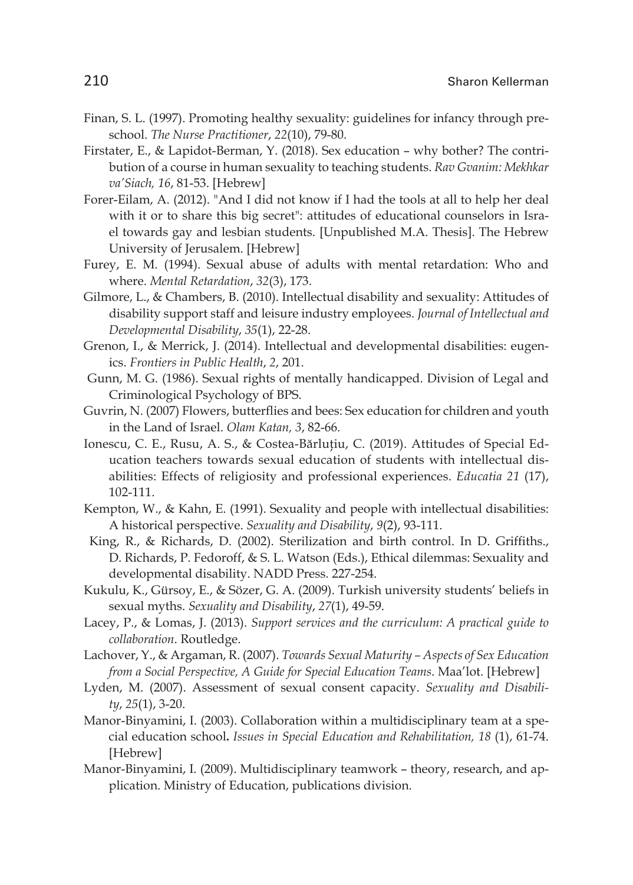Finan, S. L. (1997). Promoting healthy sexuality: guidelines for infancy through pre-school. *The Nurse Practitioner*, *22*(10), 79-80.

Firstater, E., & Lapidot-Berman, Y. (2018). Sex education – why bother? The contribution of a course in human sexuality to teaching students. *Rav Gvanim: Mekhkar va'Siach, 16*, 81-53. [Hebrew]

Forer-Eilam, A. (2012). "And I did not know if I had the tools at all to help her deal with it or to share this big secret": attitudes of educational counselors in Israel towards gay and lesbian students. [Unpublished M.A. Thesis]. The Hebrew University of Jerusalem. [Hebrew]

Furey, E. M. (1994). Sexual abuse of adults with mental retardation: Who and where. *Mental Retardation*, *32*(3), 173.

Gilmore, L., & Chambers, B. (2010). Intellectual disability and sexuality: Attitudes of disability support staff and leisure industry employees. *Journal of Intellectual and Developmental Disability*, *35*(1), 22-28.

Grenon, I., & Merrick, J. (2014). Intellectual and developmental disabilities: eugenics. *Frontiers in Public Health*, *2*, 201.

Gunn, M. G. (1986). Sexual rights of mentally handicapped. Division of Legal and Criminological Psychology of BPS.

Guvrin, N. (2007) Flowers, butterflies and bees: Sex education for children and youth in the Land of Israel. *Olam Katan, 3*, 82-66.

Ionescu, C. E., Rusu, A. S., & Costea-Bărluțiu, C. (2019). Attitudes of Special Education teachers towards sexual education of students with intellectual disabilities: Effects of religiosity and professional experiences. *Educatia 21* (17), 102-111.

Kempton, W., & Kahn, E. (1991). Sexuality and people with intellectual disabilities: A historical perspective. *Sexuality and Disability*, *9*(2), 93-111.

King, R., & Richards, D. (2002). Sterilization and birth control. In D. Griffiths., D. Richards, P. Fedoroff, & S. L. Watson (Eds.), Ethical dilemmas: Sexuality and developmental disability. NADD Press. 227-254.

Kukulu, K., Gürsoy, E., & Sözer, G. A. (2009). Turkish university students' beliefs in sexual myths. *Sexuality and Disability*, *27*(1), 49-59.

Lacey, P., & Lomas, J. (2013). *Support services and the curriculum: A practical guide to collaboration*. Routledge.

Lachover, Y., & Argaman, R. (2007). *Towards Sexual Maturity – Aspects of Sex Education from a Social Perspective, A Guide for Special Education Teams*. Maa'lot. [Hebrew]

Lyden, M. (2007). Assessment of sexual consent capacity. *Sexuality and Disability*, *25*(1), 3-20.

Manor-Binyamini, I. (2003). Collaboration within a multidisciplinary team at a special education school**.** *Issues in Special Education and Rehabilitation, 18* (1), 61-74. [Hebrew]

Manor-Binyamini, I. (2009). Multidisciplinary teamwork – theory, research, and application. Ministry of Education, publications division.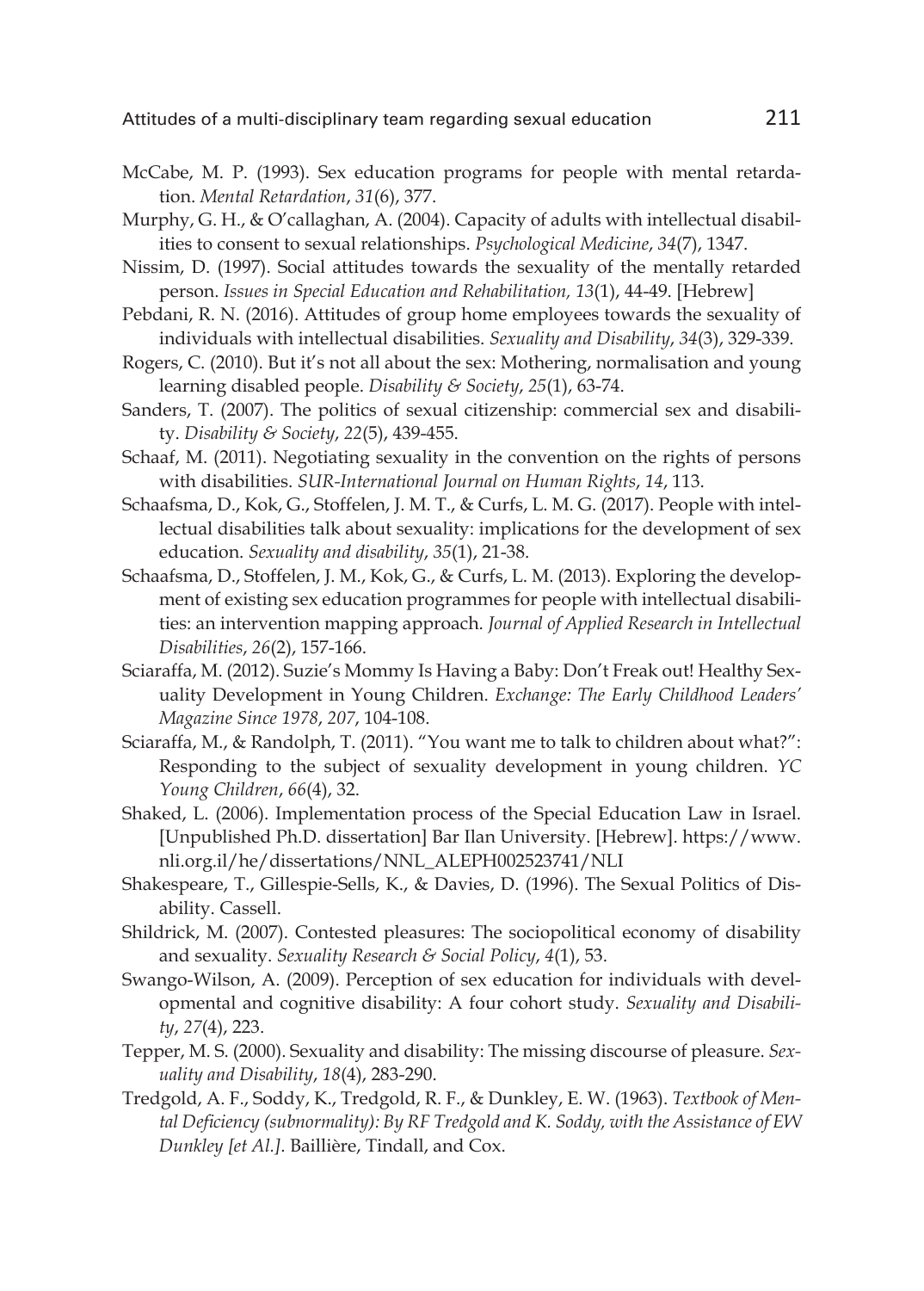McCabe, M. P. (1993). Sex education programs for people with mental retardation. *Mental Retardation*, *31*(6), 377.

Murphy, G. H., & O'callaghan, A. (2004). Capacity of adults with intellectual disabilities to consent to sexual relationships. *Psychological Medicine*, *34*(7), 1347.

Nissim, D. (1997). Social attitudes towards the sexuality of the mentally retarded person. *Issues in Special Education and Rehabilitation, 13*(1), 44-49. [Hebrew]

Pebdani, R. N. (2016). Attitudes of group home employees towards the sexuality of individuals with intellectual disabilities. *Sexuality and Disability*, *34*(3), 329-339.

Rogers, C. (2010). But it's not all about the sex: Mothering, normalisation and young learning disabled people. *Disability & Society*, *25*(1), 63-74.

Sanders, T. (2007). The politics of sexual citizenship: commercial sex and disability. *Disability & Society*, *22*(5), 439-455.

Schaaf, M. (2011). Negotiating sexuality in the convention on the rights of persons with disabilities. *SUR-International Journal on Human Rights*, *14*, 113.

Schaafsma, D., Kok, G., Stoffelen, J. M. T., & Curfs, L. M. G. (2017). People with intellectual disabilities talk about sexuality: implications for the development of sex education. *Sexuality and disability*, *35*(1), 21-38.

Schaafsma, D., Stoffelen, J. M., Kok, G., & Curfs, L. M. (2013). Exploring the development of existing sex education programmes for people with intellectual disabilities: an intervention mapping approach. *Journal of Applied Research in Intellectual Disabilities*, *26*(2), 157-166.

Sciaraffa, M. (2012). Suzie's Mommy Is Having a Baby: Don't Freak out! Healthy Sexuality Development in Young Children. *Exchange: The Early Childhood Leaders' Magazine Since 1978*, *207*, 104-108.

Sciaraffa, M., & Randolph, T. (2011). "You want me to talk to children about what?": Responding to the subject of sexuality development in young children. *YC Young Children*, *66*(4), 32.

Shaked, L. (2006). Implementation process of the Special Education Law in Israel. [Unpublished Ph.D. dissertation] Bar Ilan University. [Hebrew]. https://www.nli.org.il/he/dissertations/NNL_ALEPH002523741/NLI

Shakespeare, T., Gillespie-Sells, K., & Davies, D. (1996). The Sexual Politics of Disability. Cassell.

Shildrick, M. (2007). Contested pleasures: The sociopolitical economy of disability and sexuality. *Sexuality Research & Social Policy*, *4*(1), 53.

Swango-Wilson, A. (2009). Perception of sex education for individuals with developmental and cognitive disability: A four cohort study. *Sexuality and Disability*, *27*(4), 223.

Tepper, M. S. (2000). Sexuality and disability: The missing discourse of pleasure. *Sexuality and Disability*, *18*(4), 283-290.

Tredgold, A. F., Soddy, K., Tredgold, R. F., & Dunkley, E. W. (1963). *Textbook of Mental Deficiency (subnormality): By RF Tredgold and K. Soddy, with the Assistance of EW Dunkley [et Al.]*. Baillière, Tindall, and Cox.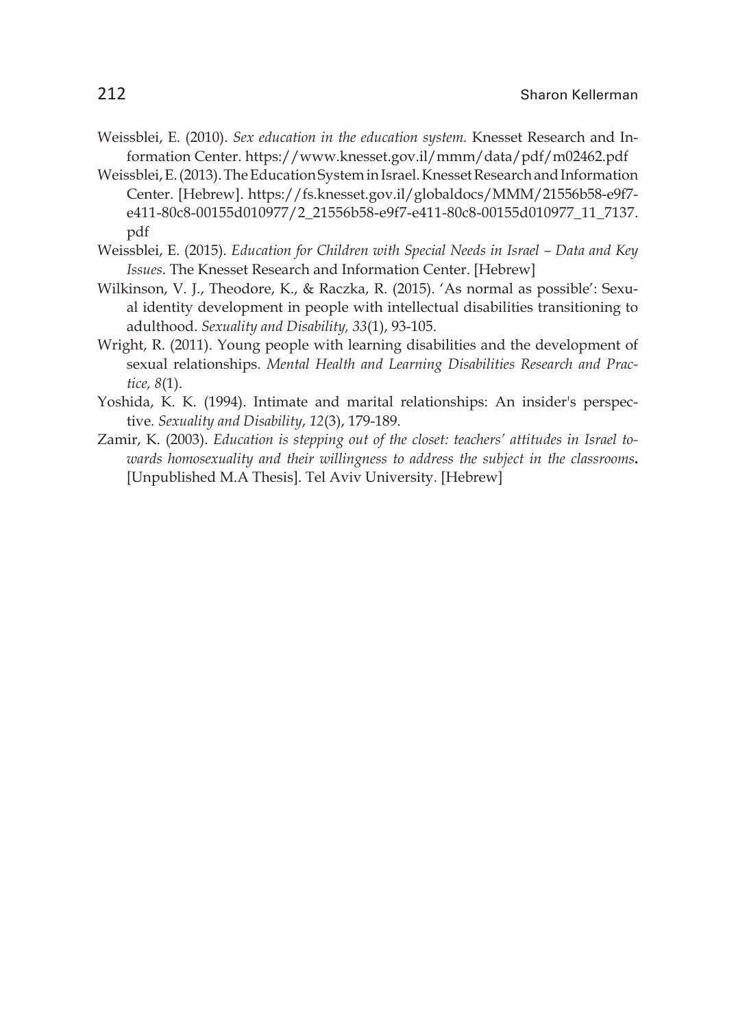Weissblei, E. (2010). *Sex education in the education system.* Knesset Research and Information Center. https://www.knesset.gov.il/mmm/data/pdf/m02462.pdf

Weissblei, E. (2013). The Education System in Israel. Knesset Research and Information Center. [Hebrew]. https://fs.knesset.gov.il/globaldocs/MMM/21556b58-e9f7-e411-80c8-00155d010977/2_21556b58-e9f7-e411-80c8-00155d010977_11_7137.pdf

Weissblei, E. (2015). *Education for Children with Special Needs in Israel – Data and Key Issues*. The Knesset Research and Information Center. [Hebrew]

Wilkinson, V. J., Theodore, K., & Raczka, R. (2015). 'As normal as possible': Sexual identity development in people with intellectual disabilities transitioning to adulthood. *Sexuality and Disability, 33*(1), 93-105.

Wright, R. (2011). Young people with learning disabilities and the development of sexual relationships. *Mental Health and Learning Disabilities Research and Practice, 8*(1).

Yoshida, K. K. (1994). Intimate and marital relationships: An insider's perspective. *Sexuality and Disability*, *12*(3), 179-189.

Zamir, K. (2003). *Education is stepping out of the closet: teachers' attitudes in Israel towards homosexuality and their willingness to address the subject in the classrooms***.** [Unpublished M.A Thesis]. Tel Aviv University. [Hebrew]